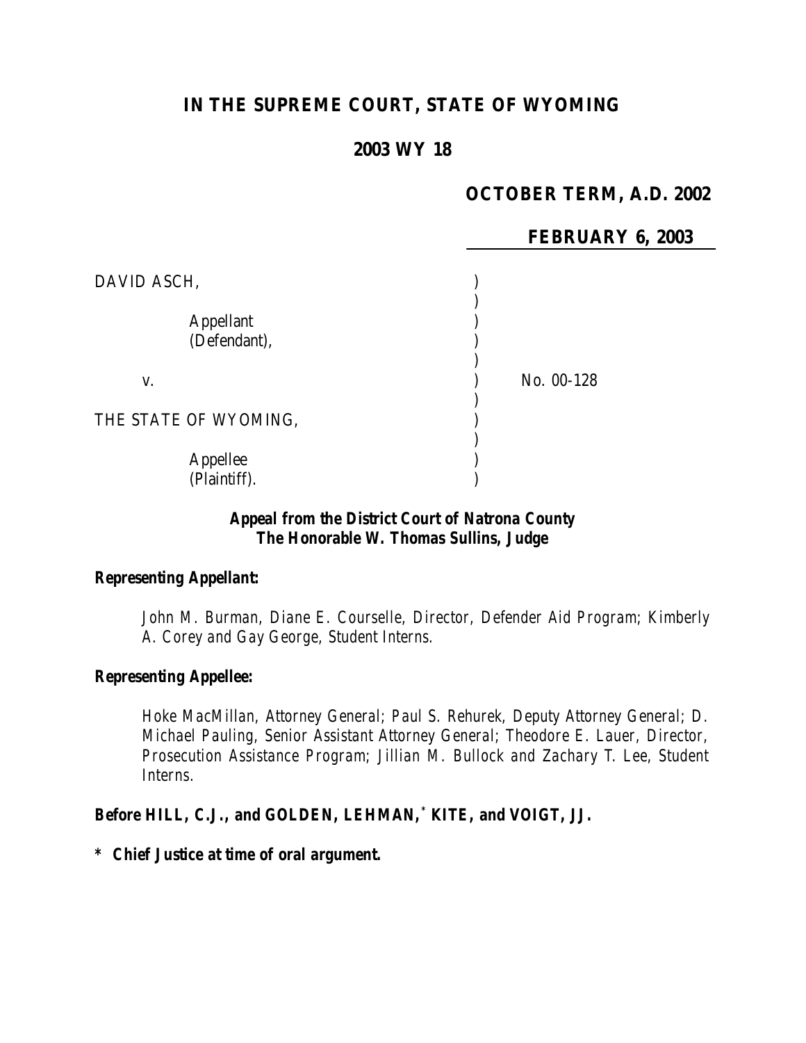# IN THE SUPREME COURT, STATE OF WYOMING

## 2003 WY 18

**OCTOBER TERM, A.D. 2002**

**FEBRUARY 6, 2003**

DAVID ASCH,

Appellant (Defendant),

v. — No. 00-128

THE STATE OF WYOMING,

Appellee (Plaintiff).

***Appeal from the District Court of Natrona County***
***The Honorable W. Thomas Sullins, Judge***

***Representing Appellant:***

*John M. Burman, Diane E. Courselle, Director, Defender Aid Program; Kimberly A. Corey and Gay George, Student Interns.*

***Representing Appellee:***

*Hoke MacMillan, Attorney General; Paul S. Rehurek, Deputy Attorney General; D. Michael Pauling, Senior Assistant Attorney General; Theodore E. Lauer, Director, Prosecution Assistance Program; Jillian M. Bullock and Zachary T. Lee, Student Interns.*

***Before HILL, C.J., and GOLDEN, LEHMAN,* KITE, and VOIGT, JJ.***

***\* Chief Justice at time of oral argument.***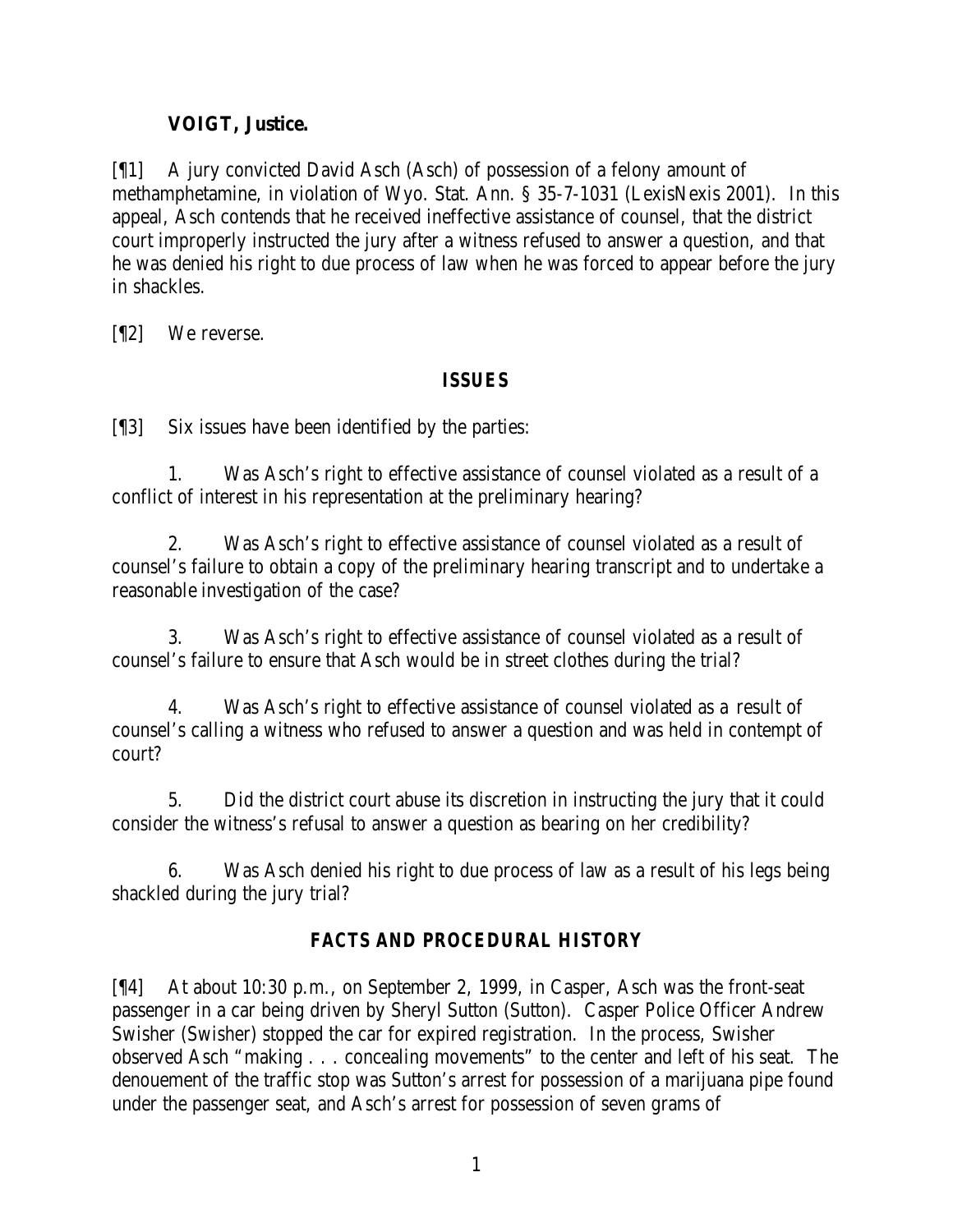**VOIGT, Justice.**

[¶1] A jury convicted David Asch (Asch) of possession of a felony amount of methamphetamine, in violation of Wyo. Stat. Ann. § 35-7-1031 (LexisNexis 2001). In this appeal, Asch contends that he received ineffective assistance of counsel, that the district court improperly instructed the jury after a witness refused to answer a question, and that he was denied his right to due process of law when he was forced to appear before the jury in shackles.

[¶2] We reverse.

## ***ISSUES***

[¶3] Six issues have been identified by the parties:

1. Was Asch's right to effective assistance of counsel violated as a result of a conflict of interest in his representation at the preliminary hearing?

2. Was Asch's right to effective assistance of counsel violated as a result of counsel's failure to obtain a copy of the preliminary hearing transcript and to undertake a reasonable investigation of the case?

3. Was Asch's right to effective assistance of counsel violated as a result of counsel's failure to ensure that Asch would be in street clothes during the trial?

4. Was Asch's right to effective assistance of counsel violated as a result of counsel's calling a witness who refused to answer a question and was held in contempt of court?

5. Did the district court abuse its discretion in instructing the jury that it could consider the witness's refusal to answer a question as bearing on her credibility?

6. Was Asch denied his right to due process of law as a result of his legs being shackled during the jury trial?

## ***FACTS AND PROCEDURAL HISTORY***

[¶4] At about 10:30 p.m., on September 2, 1999, in Casper, Asch was the front-seat passenger in a car being driven by Sheryl Sutton (Sutton). Casper Police Officer Andrew Swisher (Swisher) stopped the car for expired registration. In the process, Swisher observed Asch "making . . . concealing movements" to the center and left of his seat. The denouement of the traffic stop was Sutton's arrest for possession of a marijuana pipe found under the passenger seat, and Asch's arrest for possession of seven grams of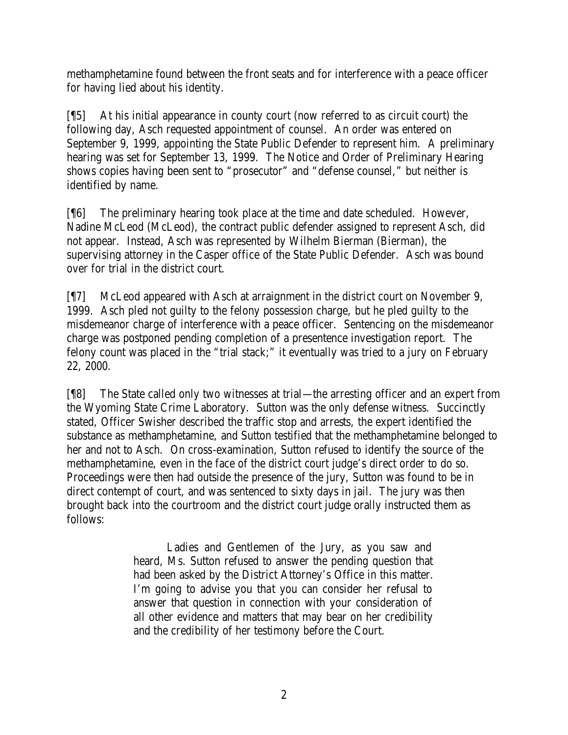methamphetamine found between the front seats and for interference with a peace officer for having lied about his identity.

[¶5] At his initial appearance in county court (now referred to as circuit court) the following day, Asch requested appointment of counsel. An order was entered on September 9, 1999, appointing the State Public Defender to represent him. A preliminary hearing was set for September 13, 1999. The Notice and Order of Preliminary Hearing shows copies having been sent to "prosecutor" and "defense counsel," but neither is identified by name.

[¶6] The preliminary hearing took place at the time and date scheduled. However, Nadine McLeod (McLeod), the contract public defender assigned to represent Asch, did not appear. Instead, Asch was represented by Wilhelm Bierman (Bierman), the supervising attorney in the Casper office of the State Public Defender. Asch was bound over for trial in the district court.

[¶7] McLeod appeared with Asch at arraignment in the district court on November 9, 1999. Asch pled not guilty to the felony possession charge, but he pled guilty to the misdemeanor charge of interference with a peace officer. Sentencing on the misdemeanor charge was postponed pending completion of a presentence investigation report. The felony count was placed in the "trial stack;" it eventually was tried to a jury on February 22, 2000.

[¶8] The State called only two witnesses at trial—the arresting officer and an expert from the Wyoming State Crime Laboratory. Sutton was the only defense witness. Succinctly stated, Officer Swisher described the traffic stop and arrests, the expert identified the substance as methamphetamine, and Sutton testified that the methamphetamine belonged to her and not to Asch. On cross-examination, Sutton refused to identify the source of the methamphetamine, even in the face of the district court judge's direct order to do so. Proceedings were then had outside the presence of the jury, Sutton was found to be in direct contempt of court, and was sentenced to sixty days in jail. The jury was then brought back into the courtroom and the district court judge orally instructed them as follows:

> Ladies and Gentlemen of the Jury, as you saw and heard, Ms. Sutton refused to answer the pending question that had been asked by the District Attorney's Office in this matter. I'm going to advise you that you can consider her refusal to answer that question in connection with your consideration of all other evidence and matters that may bear on her credibility and the credibility of her testimony before the Court.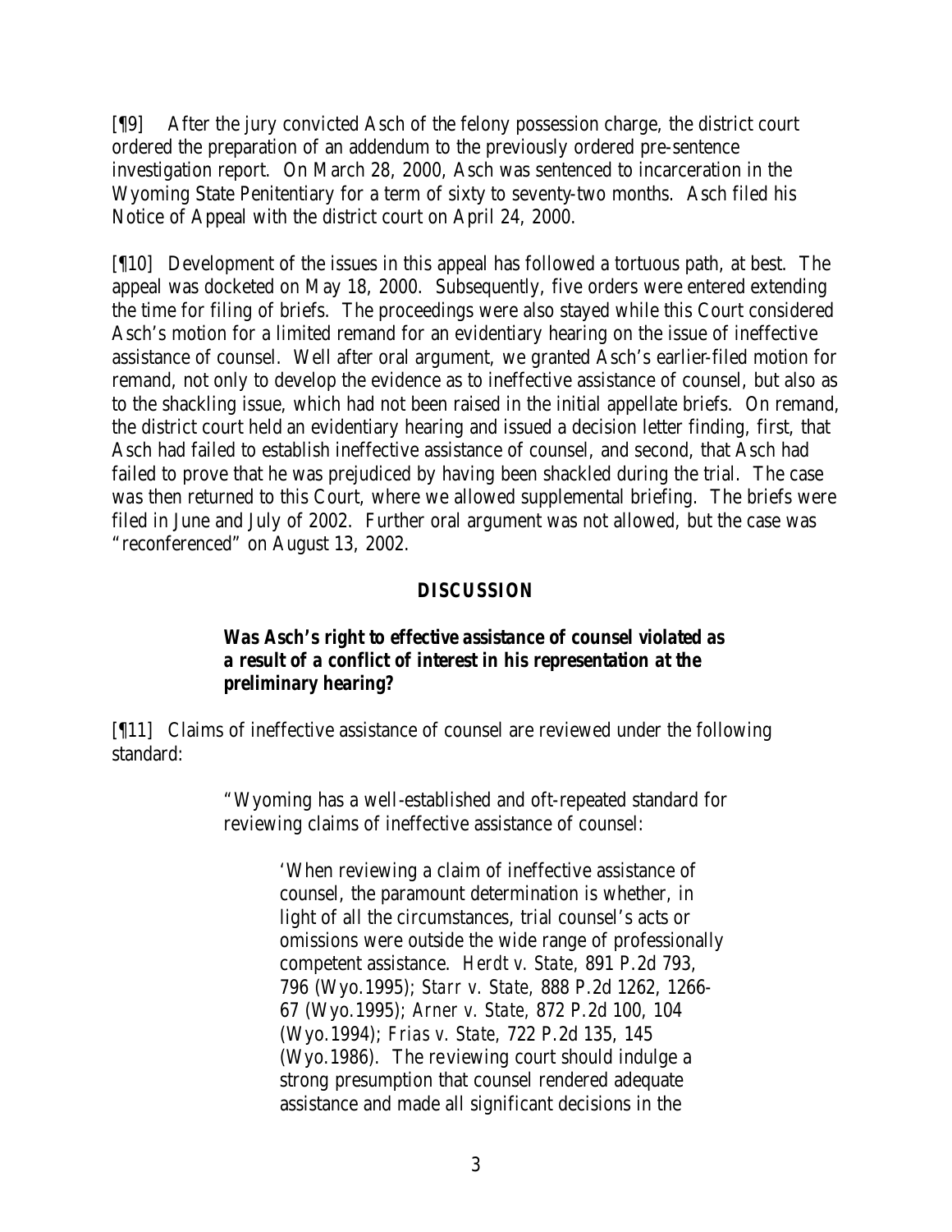[¶9] After the jury convicted Asch of the felony possession charge, the district court ordered the preparation of an addendum to the previously ordered pre-sentence investigation report. On March 28, 2000, Asch was sentenced to incarceration in the Wyoming State Penitentiary for a term of sixty to seventy-two months. Asch filed his Notice of Appeal with the district court on April 24, 2000.

[¶10] Development of the issues in this appeal has followed a tortuous path, at best. The appeal was docketed on May 18, 2000. Subsequently, five orders were entered extending the time for filing of briefs. The proceedings were also stayed while this Court considered Asch's motion for a limited remand for an evidentiary hearing on the issue of ineffective assistance of counsel. Well after oral argument, we granted Asch's earlier-filed motion for remand, not only to develop the evidence as to ineffective assistance of counsel, but also as to the shackling issue, which had not been raised in the initial appellate briefs. On remand, the district court held an evidentiary hearing and issued a decision letter finding, first, that Asch had failed to establish ineffective assistance of counsel, and second, that Asch had failed to prove that he was prejudiced by having been shackled during the trial. The case was then returned to this Court, where we allowed supplemental briefing. The briefs were filed in June and July of 2002. Further oral argument was not allowed, but the case was "reconferenced" on August 13, 2002.

## DISCUSSION

### *Was Asch's right to effective assistance of counsel violated as a result of a conflict of interest in his representation at the preliminary hearing?*

[¶11] Claims of ineffective assistance of counsel are reviewed under the following standard:

> "Wyoming has a well-established and oft-repeated standard for reviewing claims of ineffective assistance of counsel:
>
> > 'When reviewing a claim of ineffective assistance of counsel, the paramount determination is whether, in light of all the circumstances, trial counsel's acts or omissions were outside the wide range of professionally competent assistance. *Herdt v. State*, 891 P.2d 793, 796 (Wyo.1995); *Starr v. State*, 888 P.2d 1262, 1266-67 (Wyo.1995); *Arner v. State*, 872 P.2d 100, 104 (Wyo.1994); *Frias v. State*, 722 P.2d 135, 145 (Wyo.1986). The reviewing court should indulge a strong presumption that counsel rendered adequate assistance and made all significant decisions in the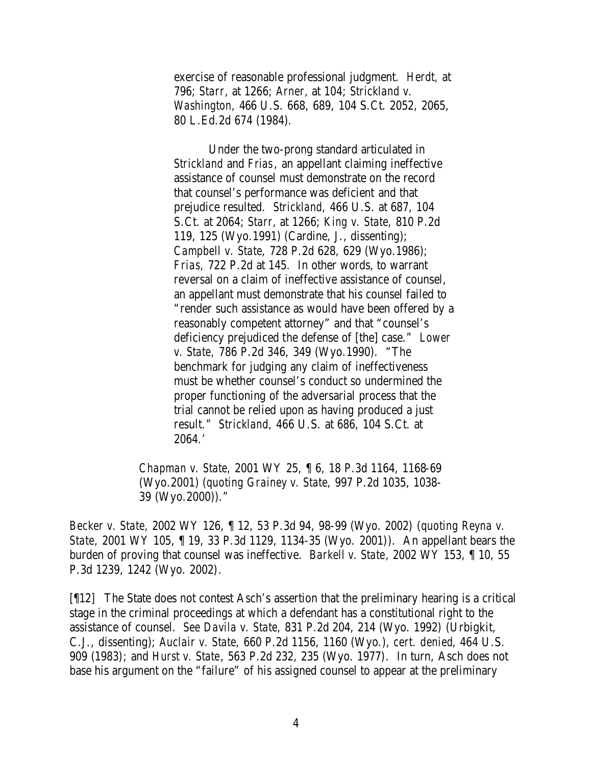> exercise of reasonable professional judgment. *Herdt*, at 796; *Starr*, at 1266; *Arner*, at 104; *Strickland v. Washington*, 466 U.S. 668, 689, 104 S.Ct. 2052, 2065, 80 L.Ed.2d 674 (1984).
>
> Under the two-prong standard articulated in *Strickland* and *Frias*, an appellant claiming ineffective assistance of counsel must demonstrate on the record that counsel's performance was deficient and that prejudice resulted. *Strickland*, 466 U.S. at 687, 104 S.Ct. at 2064; *Starr*, at 1266; *King v. State*, 810 P.2d 119, 125 (Wyo.1991) (Cardine, J., dissenting); *Campbell v. State*, 728 P.2d 628, 629 (Wyo.1986); *Frias*, 722 P.2d at 145. In other words, to warrant reversal on a claim of ineffective assistance of counsel, an appellant must demonstrate that his counsel failed to "render such assistance as would have been offered by a reasonably competent attorney" and that "counsel's deficiency prejudiced the defense of [the] case." *Lower v. State*, 786 P.2d 346, 349 (Wyo.1990). "The benchmark for judging any claim of ineffectiveness must be whether counsel's conduct so undermined the proper functioning of the adversarial process that the trial cannot be relied upon as having produced a just result." *Strickland*, 466 U.S. at 686, 104 S.Ct. at 2064.'
>
> *Chapman v. State*, 2001 WY 25, ¶ 6, 18 P.3d 1164, 1168-69 (Wyo.2001) (*quoting Grainey v. State*, 997 P.2d 1035, 1038-39 (Wyo.2000))."

*Becker v. State*, 2002 WY 126, ¶ 12, 53 P.3d 94, 98-99 (Wyo. 2002) (*quoting Reyna v. State*, 2001 WY 105, ¶ 19, 33 P.3d 1129, 1134-35 (Wyo. 2001)). An appellant bears the burden of proving that counsel was ineffective. *Barkell v. State*, 2002 WY 153, ¶ 10, 55 P.3d 1239, 1242 (Wyo. 2002).

[¶12] The State does not contest Asch's assertion that the preliminary hearing is a critical stage in the criminal proceedings at which a defendant has a constitutional right to the assistance of counsel. *See Davila v. State*, 831 P.2d 204, 214 (Wyo. 1992) (Urbigkit, C.J., dissenting); *Auclair v. State*, 660 P.2d 1156, 1160 (Wyo.), *cert. denied*, 464 U.S. 909 (1983); and *Hurst v. State*, 563 P.2d 232, 235 (Wyo. 1977). In turn, Asch does not base his argument on the "failure" of his assigned counsel to appear at the preliminary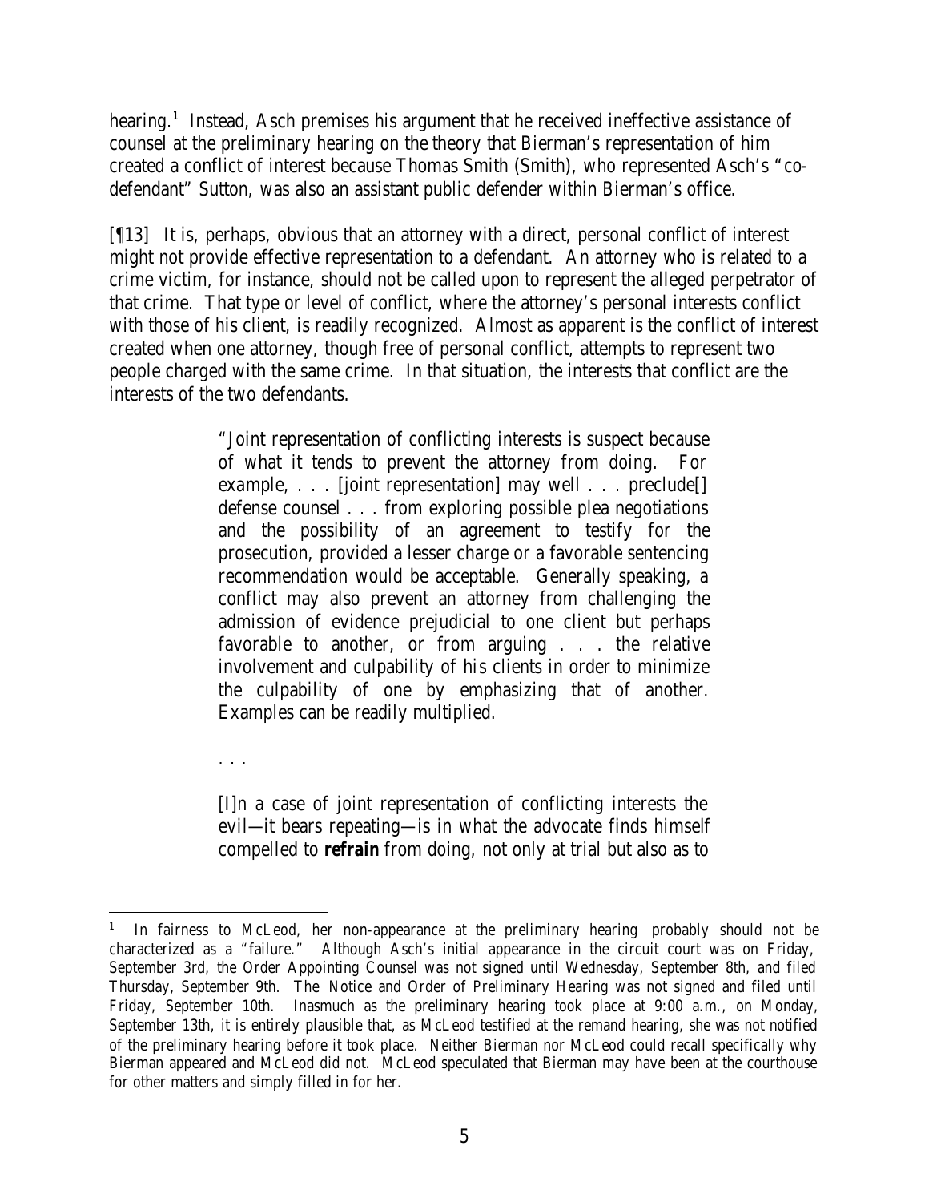hearing.[1] Instead, Asch premises his argument that he received ineffective assistance of counsel at the preliminary hearing on the theory that Bierman's representation of him created a conflict of interest because Thomas Smith (Smith), who represented Asch's "co-defendant" Sutton, was also an assistant public defender within Bierman's office.

[¶13] It is, perhaps, obvious that an attorney with a direct, personal conflict of interest might not provide effective representation to a defendant. An attorney who is related to a crime victim, for instance, should not be called upon to represent the alleged perpetrator of that crime. That type or level of conflict, where the attorney's personal interests conflict with those of his client, is readily recognized. Almost as apparent is the conflict of interest created when one attorney, though free of personal conflict, attempts to represent two people charged with the same crime. In that situation, the interests that conflict are the interests of the two defendants.

> "Joint representation of conflicting interests is suspect because of what it tends to prevent the attorney from doing. For example, . . . [joint representation] may well . . . preclude[] defense counsel . . . from exploring possible plea negotiations and the possibility of an agreement to testify for the prosecution, provided a lesser charge or a favorable sentencing recommendation would be acceptable. Generally speaking, a conflict may also prevent an attorney from challenging the admission of evidence prejudicial to one client but perhaps favorable to another, or from arguing . . . the relative involvement and culpability of his clients in order to minimize the culpability of one by emphasizing that of another. Examples can be readily multiplied.
>
> . . .
>
> [I]n a case of joint representation of conflicting interests the evil—it bears repeating—is in what the advocate finds himself compelled to ***refrain*** from doing, not only at trial but also as to

[1] In fairness to McLeod, her non-appearance at the preliminary hearing probably should not be characterized as a "failure." Although Asch's initial appearance in the circuit court was on Friday, September 3rd, the Order Appointing Counsel was not signed until Wednesday, September 8th, and filed Thursday, September 9th. The Notice and Order of Preliminary Hearing was not signed and filed until Friday, September 10th. Inasmuch as the preliminary hearing took place at 9:00 a.m., on Monday, September 13th, it is entirely plausible that, as McLeod testified at the remand hearing, she was not notified of the preliminary hearing before it took place. Neither Bierman nor McLeod could recall specifically why Bierman appeared and McLeod did not. McLeod speculated that Bierman may have been at the courthouse for other matters and simply filled in for her.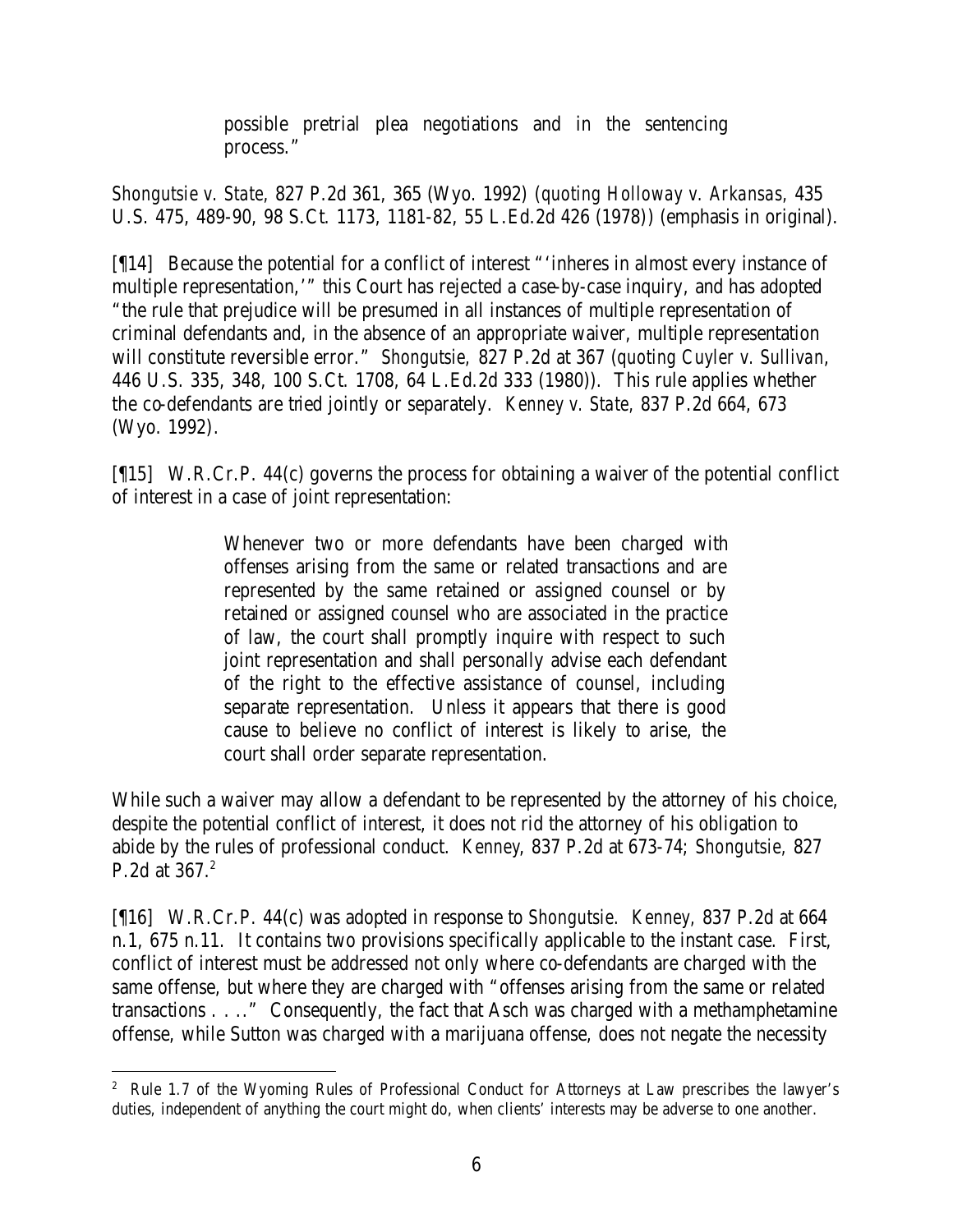> possible pretrial plea negotiations and in the sentencing process."

*Shongutsie v. State*, 827 P.2d 361, 365 (Wyo. 1992) (*quoting Holloway v. Arkansas*, 435 U.S. 475, 489-90, 98 S.Ct. 1173, 1181-82, 55 L.Ed.2d 426 (1978)) (emphasis in original).

[¶14] Because the potential for a conflict of interest "'inheres in almost every instance of multiple representation,'" this Court has rejected a case-by-case inquiry, and has adopted "the rule that prejudice will be presumed in all instances of multiple representation of criminal defendants and, in the absence of an appropriate waiver, multiple representation will constitute reversible error." *Shongutsie*, 827 P.2d at 367 (*quoting Cuyler v. Sullivan*, 446 U.S. 335, 348, 100 S.Ct. 1708, 64 L.Ed.2d 333 (1980)). This rule applies whether the co-defendants are tried jointly or separately. *Kenney v. State*, 837 P.2d 664, 673 (Wyo. 1992).

[¶15] W.R.Cr.P. 44(c) governs the process for obtaining a waiver of the potential conflict of interest in a case of joint representation:

> Whenever two or more defendants have been charged with offenses arising from the same or related transactions and are represented by the same retained or assigned counsel or by retained or assigned counsel who are associated in the practice of law, the court shall promptly inquire with respect to such joint representation and shall personally advise each defendant of the right to the effective assistance of counsel, including separate representation. Unless it appears that there is good cause to believe no conflict of interest is likely to arise, the court shall order separate representation.

While such a waiver may allow a defendant to be represented by the attorney of his choice, despite the potential conflict of interest, it does not rid the attorney of his obligation to abide by the rules of professional conduct. *Kenney*, 837 P.2d at 673-74; *Shongutsie*, 827 P.2d at 367.[2]

[¶16] W.R.Cr.P. 44(c) was adopted in response to *Shongutsie*. *Kenney*, 837 P.2d at 664 n.1, 675 n.11. It contains two provisions specifically applicable to the instant case. First, conflict of interest must be addressed not only where co-defendants are charged with the same offense, but where they are charged with "offenses arising from the same or related transactions . . . ." Consequently, the fact that Asch was charged with a methamphetamine offense, while Sutton was charged with a marijuana offense, does not negate the necessity

---

[2] Rule 1.7 of the Wyoming Rules of Professional Conduct for Attorneys at Law prescribes the lawyer's duties, independent of anything the court might do, when clients' interests may be adverse to one another.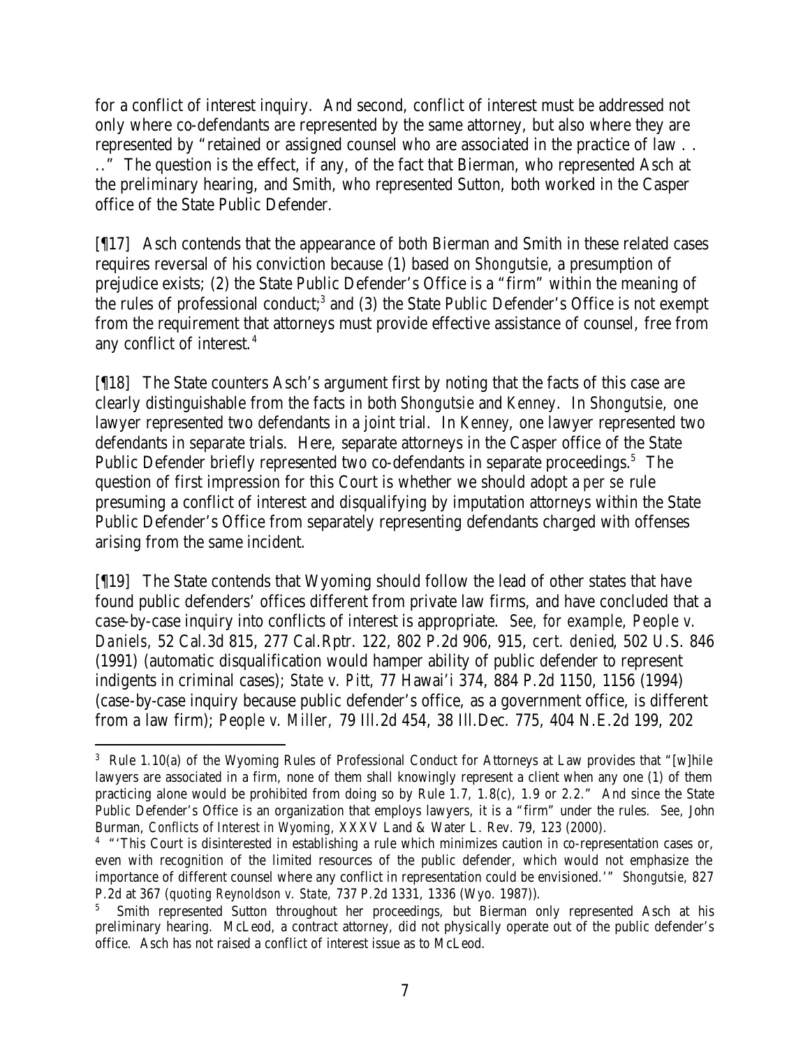for a conflict of interest inquiry. And second, conflict of interest must be addressed not only where co-defendants are represented by the same attorney, but also where they are represented by "retained or assigned counsel who are associated in the practice of law . . . ." The question is the effect, if any, of the fact that Bierman, who represented Asch at the preliminary hearing, and Smith, who represented Sutton, both worked in the Casper office of the State Public Defender.

[¶17] Asch contends that the appearance of both Bierman and Smith in these related cases requires reversal of his conviction because (1) based on *Shongutsie*, a presumption of prejudice exists; (2) the State Public Defender's Office is a "firm" within the meaning of the rules of professional conduct;[3] and (3) the State Public Defender's Office is not exempt from the requirement that attorneys must provide effective assistance of counsel, free from any conflict of interest.[4]

[¶18] The State counters Asch's argument first by noting that the facts of this case are clearly distinguishable from the facts in both *Shongutsie* and *Kenney*. In *Shongutsie*, one lawyer represented two defendants in a joint trial. In *Kenney*, one lawyer represented two defendants in separate trials. Here, separate attorneys in the Casper office of the State Public Defender briefly represented two co-defendants in separate proceedings.[5] The question of first impression for this Court is whether we should adopt a *per se* rule presuming a conflict of interest and disqualifying by imputation attorneys within the State Public Defender's Office from separately representing defendants charged with offenses arising from the same incident.

[¶19] The State contends that Wyoming should follow the lead of other states that have found public defenders' offices different from private law firms, and have concluded that a case-by-case inquiry into conflicts of interest is appropriate. *See, for example*, *People v. Daniels*, 52 Cal.3d 815, 277 Cal.Rptr. 122, 802 P.2d 906, 915, *cert. denied*, 502 U.S. 846 (1991) (automatic disqualification would hamper ability of public defender to represent indigents in criminal cases); *State v. Pitt*, 77 Hawai'i 374, 884 P.2d 1150, 1156 (1994) (case-by-case inquiry because public defender's office, as a government office, is different from a law firm); *People v. Miller*, 79 Ill.2d 454, 38 Ill.Dec. 775, 404 N.E.2d 199, 202

---

[3] Rule 1.10(a) of the Wyoming Rules of Professional Conduct for Attorneys at Law provides that "[w]hile lawyers are associated in a firm, none of them shall knowingly represent a client when any one (1) of them practicing alone would be prohibited from doing so by Rule 1.7, 1.8(c), 1.9 or 2.2." And since the State Public Defender's Office is an organization that employs lawyers, it is a "firm" under the rules. *See*, John Burman, *Conflicts of Interest in Wyoming*, XXXV Land & Water L. Rev. 79, 123 (2000).

[4] "'This Court is disinterested in establishing a rule which minimizes caution in co-representation cases or, even with recognition of the limited resources of the public defender, which would not emphasize the importance of different counsel where any conflict in representation could be envisioned.'" *Shongutsie*, 827 P.2d at 367 (*quoting Reynoldson v. State*, 737 P.2d 1331, 1336 (Wyo. 1987)).

[5] Smith represented Sutton throughout her proceedings, but Bierman only represented Asch at his preliminary hearing. McLeod, a contract attorney, did not physically operate out of the public defender's office. Asch has not raised a conflict of interest issue as to McLeod.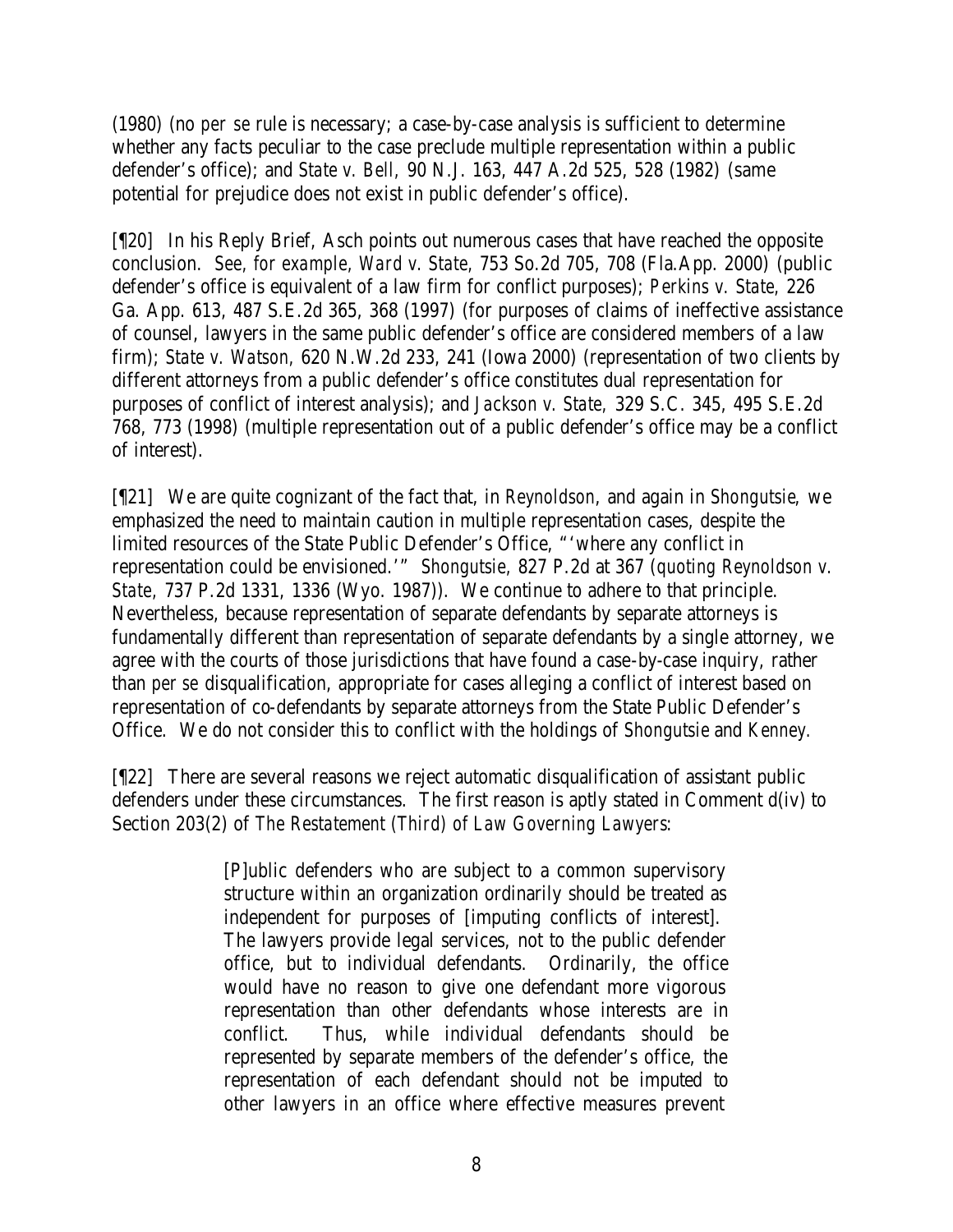(1980) (no *per se* rule is necessary; a case-by-case analysis is sufficient to determine whether any facts peculiar to the case preclude multiple representation within a public defender's office); and *State v. Bell*, 90 N.J. 163, 447 A.2d 525, 528 (1982) (same potential for prejudice does not exist in public defender's office).

[¶20] In his Reply Brief, Asch points out numerous cases that have reached the opposite conclusion. *See, for example, Ward v. State*, 753 So.2d 705, 708 (Fla.App. 2000) (public defender's office is equivalent of a law firm for conflict purposes); *Perkins v. State*, 226 Ga. App. 613, 487 S.E.2d 365, 368 (1997) (for purposes of claims of ineffective assistance of counsel, lawyers in the same public defender's office are considered members of a law firm); *State v. Watson*, 620 N.W.2d 233, 241 (Iowa 2000) (representation of two clients by different attorneys from a public defender's office constitutes dual representation for purposes of conflict of interest analysis); and *Jackson v. State*, 329 S.C. 345, 495 S.E.2d 768, 773 (1998) (multiple representation out of a public defender's office may be a conflict of interest).

[¶21] We are quite cognizant of the fact that, in *Reynoldson*, and again in *Shongutsie*, we emphasized the need to maintain caution in multiple representation cases, despite the limited resources of the State Public Defender's Office, "'where any conflict in representation could be envisioned.'" *Shongutsie*, 827 P.2d at 367 (*quoting Reynoldson v. State*, 737 P.2d 1331, 1336 (Wyo. 1987)). We continue to adhere to that principle. Nevertheless, because representation of separate defendants by separate attorneys is fundamentally different than representation of separate defendants by a single attorney, we agree with the courts of those jurisdictions that have found a case-by-case inquiry, rather than *per se* disqualification, appropriate for cases alleging a conflict of interest based on representation of co-defendants by separate attorneys from the State Public Defender's Office. We do not consider this to conflict with the holdings of *Shongutsie* and *Kenney*.

[¶22] There are several reasons we reject automatic disqualification of assistant public defenders under these circumstances. The first reason is aptly stated in Comment d(iv) to Section 203(2) of *The Restatement (Third) of Law Governing Lawyers*:

> [P]ublic defenders who are subject to a common supervisory structure within an organization ordinarily should be treated as independent for purposes of [imputing conflicts of interest]. The lawyers provide legal services, not to the public defender office, but to individual defendants. Ordinarily, the office would have no reason to give one defendant more vigorous representation than other defendants whose interests are in conflict. Thus, while individual defendants should be represented by separate members of the defender's office, the representation of each defendant should not be imputed to other lawyers in an office where effective measures prevent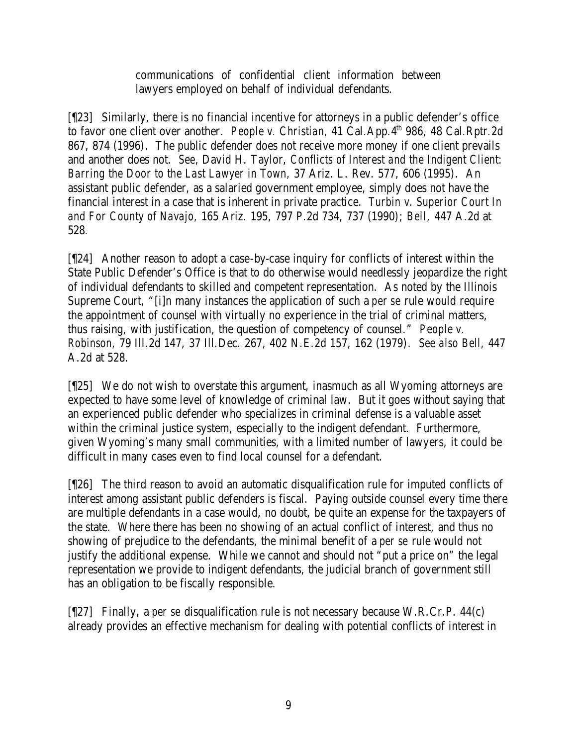communications of confidential client information between lawyers employed on behalf of individual defendants.

[¶23] Similarly, there is no financial incentive for attorneys in a public defender's office to favor one client over another. *People v. Christian*, 41 Cal.App.4th 986, 48 Cal.Rptr.2d 867, 874 (1996). The public defender does not receive more money if one client prevails and another does not. *See*, David H. Taylor, *Conflicts of Interest and the Indigent Client: Barring the Door to the Last Lawyer in Town*, 37 Ariz. L. Rev. 577, 606 (1995). An assistant public defender, as a salaried government employee, simply does not have the financial interest in a case that is inherent in private practice. *Turbin v. Superior Court In and For County of Navajo*, 165 Ariz. 195, 797 P.2d 734, 737 (1990); *Bell*, 447 A.2d at 528.

[¶24] Another reason to adopt a case-by-case inquiry for conflicts of interest within the State Public Defender's Office is that to do otherwise would needlessly jeopardize the right of individual defendants to skilled and competent representation. As noted by the Illinois Supreme Court, "[i]n many instances the application of such a *per se* rule would require the appointment of counsel with virtually no experience in the trial of criminal matters, thus raising, with justification, the question of competency of counsel." *People v. Robinson*, 79 Ill.2d 147, 37 Ill.Dec. 267, 402 N.E.2d 157, 162 (1979). *See also Bell*, 447 A.2d at 528.

[¶25] We do not wish to overstate this argument, inasmuch as all Wyoming attorneys are expected to have some level of knowledge of criminal law. But it goes without saying that an experienced public defender who specializes in criminal defense is a valuable asset within the criminal justice system, especially to the indigent defendant. Furthermore, given Wyoming's many small communities, with a limited number of lawyers, it could be difficult in many cases even to find local counsel for a defendant.

[¶26] The third reason to avoid an automatic disqualification rule for imputed conflicts of interest among assistant public defenders is fiscal. Paying outside counsel every time there are multiple defendants in a case would, no doubt, be quite an expense for the taxpayers of the state. Where there has been no showing of an actual conflict of interest, and thus no showing of prejudice to the defendants, the minimal benefit of a *per se* rule would not justify the additional expense. While we cannot and should not "put a price on" the legal representation we provide to indigent defendants, the judicial branch of government still has an obligation to be fiscally responsible.

[¶27] Finally, a *per se* disqualification rule is not necessary because W.R.Cr.P. 44(c) already provides an effective mechanism for dealing with potential conflicts of interest in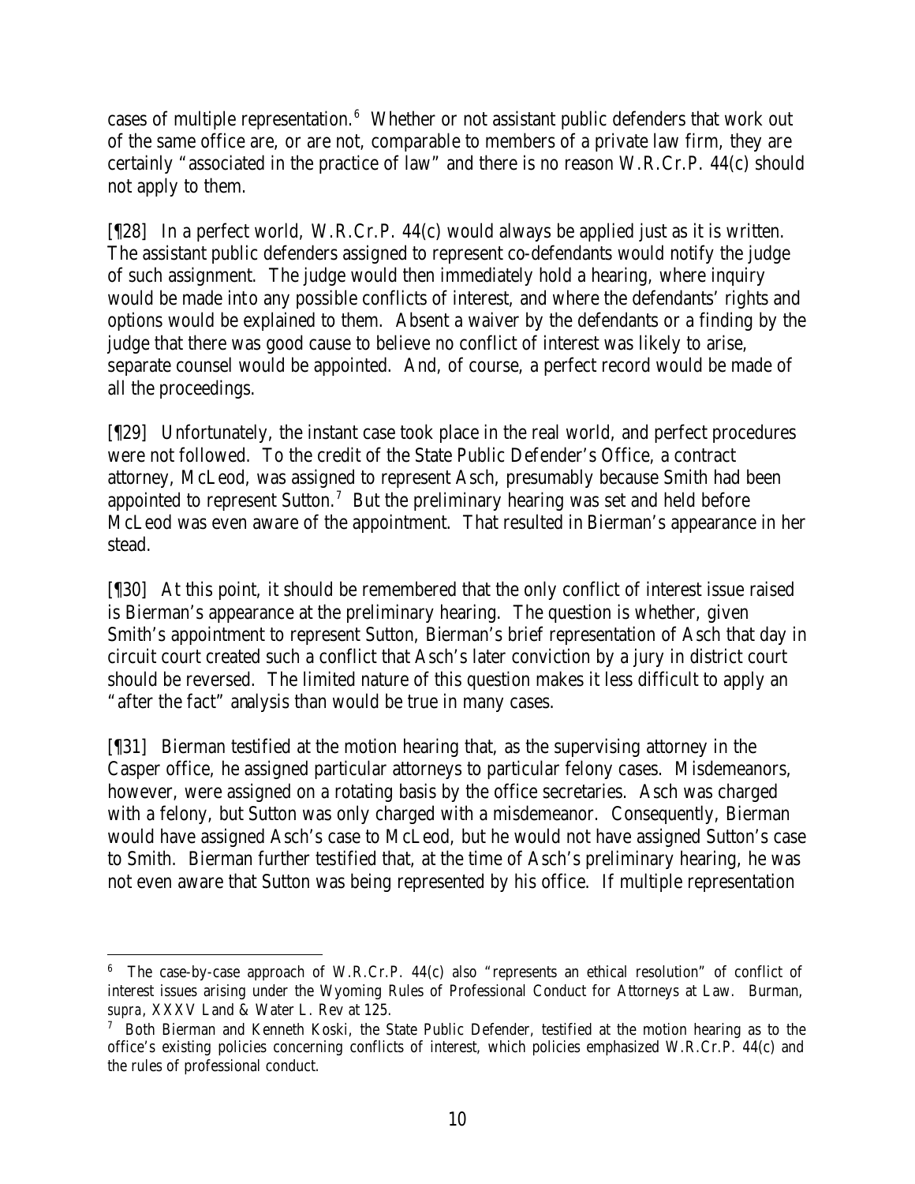cases of multiple representation.[6] Whether or not assistant public defenders that work out of the same office are, or are not, comparable to members of a private law firm, they are certainly "associated in the practice of law" and there is no reason W.R.Cr.P. 44(c) should not apply to them.

[¶28] In a perfect world, W.R.Cr.P. 44(c) would always be applied just as it is written. The assistant public defenders assigned to represent co-defendants would notify the judge of such assignment. The judge would then immediately hold a hearing, where inquiry would be made into any possible conflicts of interest, and where the defendants' rights and options would be explained to them. Absent a waiver by the defendants or a finding by the judge that there was good cause to believe no conflict of interest was likely to arise, separate counsel would be appointed. And, of course, a perfect record would be made of all the proceedings.

[¶29] Unfortunately, the instant case took place in the real world, and perfect procedures were not followed. To the credit of the State Public Defender's Office, a contract attorney, McLeod, was assigned to represent Asch, presumably because Smith had been appointed to represent Sutton.[7] But the preliminary hearing was set and held before McLeod was even aware of the appointment. That resulted in Bierman's appearance in her stead.

[¶30] At this point, it should be remembered that the only conflict of interest issue raised is Bierman's appearance at the preliminary hearing. The question is whether, given Smith's appointment to represent Sutton, Bierman's brief representation of Asch that day in circuit court created such a conflict that Asch's later conviction by a jury in district court should be reversed. The limited nature of this question makes it less difficult to apply an "after the fact" analysis than would be true in many cases.

[¶31] Bierman testified at the motion hearing that, as the supervising attorney in the Casper office, he assigned particular attorneys to particular felony cases. Misdemeanors, however, were assigned on a rotating basis by the office secretaries. Asch was charged with a felony, but Sutton was only charged with a misdemeanor. Consequently, Bierman would have assigned Asch's case to McLeod, but he would not have assigned Sutton's case to Smith. Bierman further testified that, at the time of Asch's preliminary hearing, he was not even aware that Sutton was being represented by his office. If multiple representation

---

[6] The case-by-case approach of W.R.Cr.P. 44(c) also "represents an ethical resolution" of conflict of interest issues arising under the Wyoming Rules of Professional Conduct for Attorneys at Law. Burman, *supra*, XXXV Land & Water L. Rev at 125.

[7] Both Bierman and Kenneth Koski, the State Public Defender, testified at the motion hearing as to the office's existing policies concerning conflicts of interest, which policies emphasized W.R.Cr.P. 44(c) and the rules of professional conduct.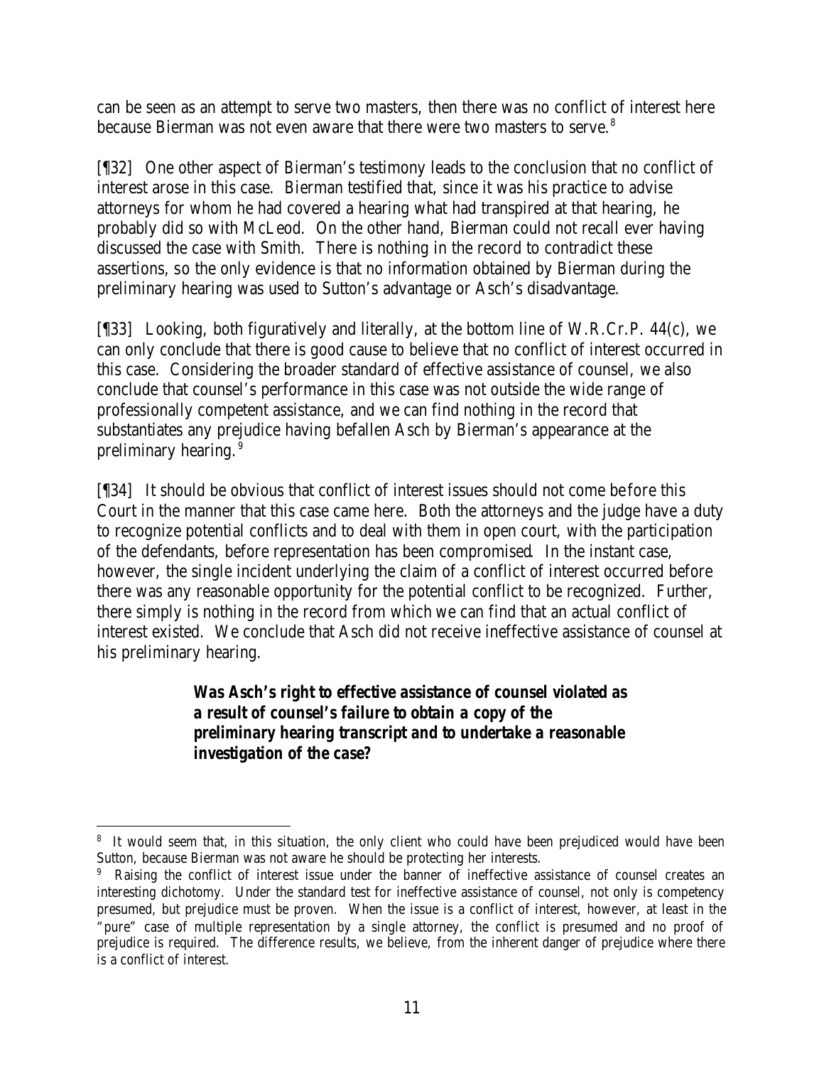can be seen as an attempt to serve two masters, then there was no conflict of interest here because Bierman was not even aware that there were two masters to serve.[8]

[¶32] One other aspect of Bierman's testimony leads to the conclusion that no conflict of interest arose in this case. Bierman testified that, since it was his practice to advise attorneys for whom he had covered a hearing what had transpired at that hearing, he probably did so with McLeod. On the other hand, Bierman could not recall ever having discussed the case with Smith. There is nothing in the record to contradict these assertions, so the only evidence is that no information obtained by Bierman during the preliminary hearing was used to Sutton's advantage or Asch's disadvantage.

[¶33] Looking, both figuratively and literally, at the bottom line of W.R.Cr.P. 44(c), we can only conclude that there is good cause to believe that no conflict of interest occurred in this case. Considering the broader standard of effective assistance of counsel, we also conclude that counsel's performance in this case was not outside the wide range of professionally competent assistance, and we can find nothing in the record that substantiates any prejudice having befallen Asch by Bierman's appearance at the preliminary hearing.[9]

[¶34] It should be obvious that conflict of interest issues should not come before this Court in the manner that this case came here. Both the attorneys and the judge have a duty to recognize potential conflicts and to deal with them in open court, with the participation of the defendants, before representation has been compromised. In the instant case, however, the single incident underlying the claim of a conflict of interest occurred before there was any reasonable opportunity for the potential conflict to be recognized. Further, there simply is nothing in the record from which we can find that an actual conflict of interest existed. We conclude that Asch did not receive ineffective assistance of counsel at his preliminary hearing.

***Was Asch's right to effective assistance of counsel violated as a result of counsel's failure to obtain a copy of the preliminary hearing transcript and to undertake a reasonable investigation of the case?***

---

[8] It would seem that, in this situation, the only client who could have been prejudiced would have been Sutton, because Bierman was not aware he should be protecting her interests.

[9] Raising the conflict of interest issue under the banner of ineffective assistance of counsel creates an interesting dichotomy. Under the standard test for ineffective assistance of counsel, not only is competency presumed, but prejudice must be proven. When the issue is a conflict of interest, however, at least in the "pure" case of multiple representation by a single attorney, the conflict is presumed and no proof of prejudice is required. The difference results, we believe, from the inherent danger of prejudice where there is a conflict of interest.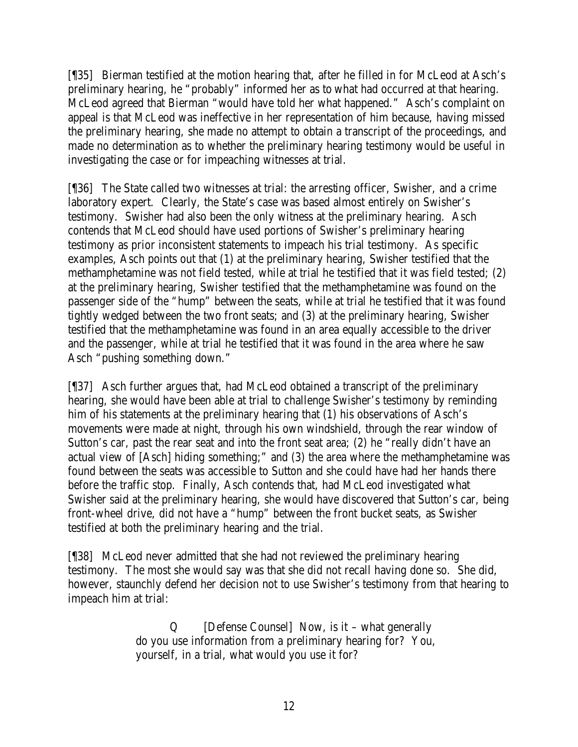[¶35] Bierman testified at the motion hearing that, after he filled in for McLeod at Asch's preliminary hearing, he "probably" informed her as to what had occurred at that hearing. McLeod agreed that Bierman "would have told her what happened." Asch's complaint on appeal is that McLeod was ineffective in her representation of him because, having missed the preliminary hearing, she made no attempt to obtain a transcript of the proceedings, and made no determination as to whether the preliminary hearing testimony would be useful in investigating the case or for impeaching witnesses at trial.

[¶36] The State called two witnesses at trial: the arresting officer, Swisher, and a crime laboratory expert. Clearly, the State's case was based almost entirely on Swisher's testimony. Swisher had also been the only witness at the preliminary hearing. Asch contends that McLeod should have used portions of Swisher's preliminary hearing testimony as prior inconsistent statements to impeach his trial testimony. As specific examples, Asch points out that (1) at the preliminary hearing, Swisher testified that the methamphetamine was not field tested, while at trial he testified that it was field tested; (2) at the preliminary hearing, Swisher testified that the methamphetamine was found on the passenger side of the "hump" between the seats, while at trial he testified that it was found tightly wedged between the two front seats; and (3) at the preliminary hearing, Swisher testified that the methamphetamine was found in an area equally accessible to the driver and the passenger, while at trial he testified that it was found in the area where he saw Asch "pushing something down."

[¶37] Asch further argues that, had McLeod obtained a transcript of the preliminary hearing, she would have been able at trial to challenge Swisher's testimony by reminding him of his statements at the preliminary hearing that (1) his observations of Asch's movements were made at night, through his own windshield, through the rear window of Sutton's car, past the rear seat and into the front seat area; (2) he "really didn't have an actual view of [Asch] hiding something;" and (3) the area where the methamphetamine was found between the seats was accessible to Sutton and she could have had her hands there before the traffic stop. Finally, Asch contends that, had McLeod investigated what Swisher said at the preliminary hearing, she would have discovered that Sutton's car, being front-wheel drive, did not have a "hump" between the front bucket seats, as Swisher testified at both the preliminary hearing and the trial.

[¶38] McLeod never admitted that she had not reviewed the preliminary hearing testimony. The most she would say was that she did not recall having done so. She did, however, staunchly defend her decision not to use Swisher's testimony from that hearing to impeach him at trial:

> Q [Defense Counsel] Now, is it – what generally do you use information from a preliminary hearing for? You, yourself, in a trial, what would you use it for?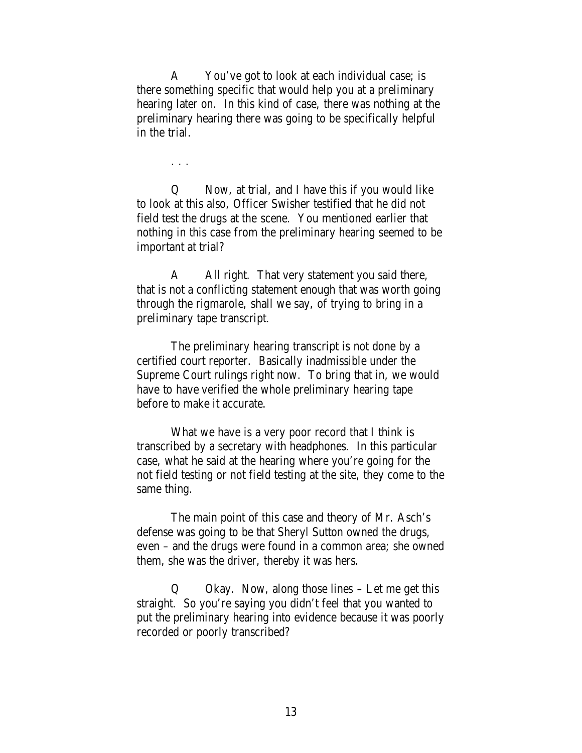A	You've got to look at each individual case; is there something specific that would help you at a preliminary hearing later on. In this kind of case, there was nothing at the preliminary hearing there was going to be specifically helpful in the trial.

. . .

Q	Now, at trial, and I have this if you would like to look at this also, Officer Swisher testified that he did not field test the drugs at the scene. You mentioned earlier that nothing in this case from the preliminary hearing seemed to be important at trial?

A	All right. That very statement you said there, that is not a conflicting statement enough that was worth going through the rigmarole, shall we say, of trying to bring in a preliminary tape transcript.

The preliminary hearing transcript is not done by a certified court reporter. Basically inadmissible under the Supreme Court rulings right now. To bring that in, we would have to have verified the whole preliminary hearing tape before to make it accurate.

What we have is a very poor record that I think is transcribed by a secretary with headphones. In this particular case, what he said at the hearing where you're going for the not field testing or not field testing at the site, they come to the same thing.

The main point of this case and theory of Mr. Asch's defense was going to be that Sheryl Sutton owned the drugs, even – and the drugs were found in a common area; she owned them, she was the driver, thereby it was hers.

Q	Okay. Now, along those lines – Let me get this straight. So you're saying you didn't feel that you wanted to put the preliminary hearing into evidence because it was poorly recorded or poorly transcribed?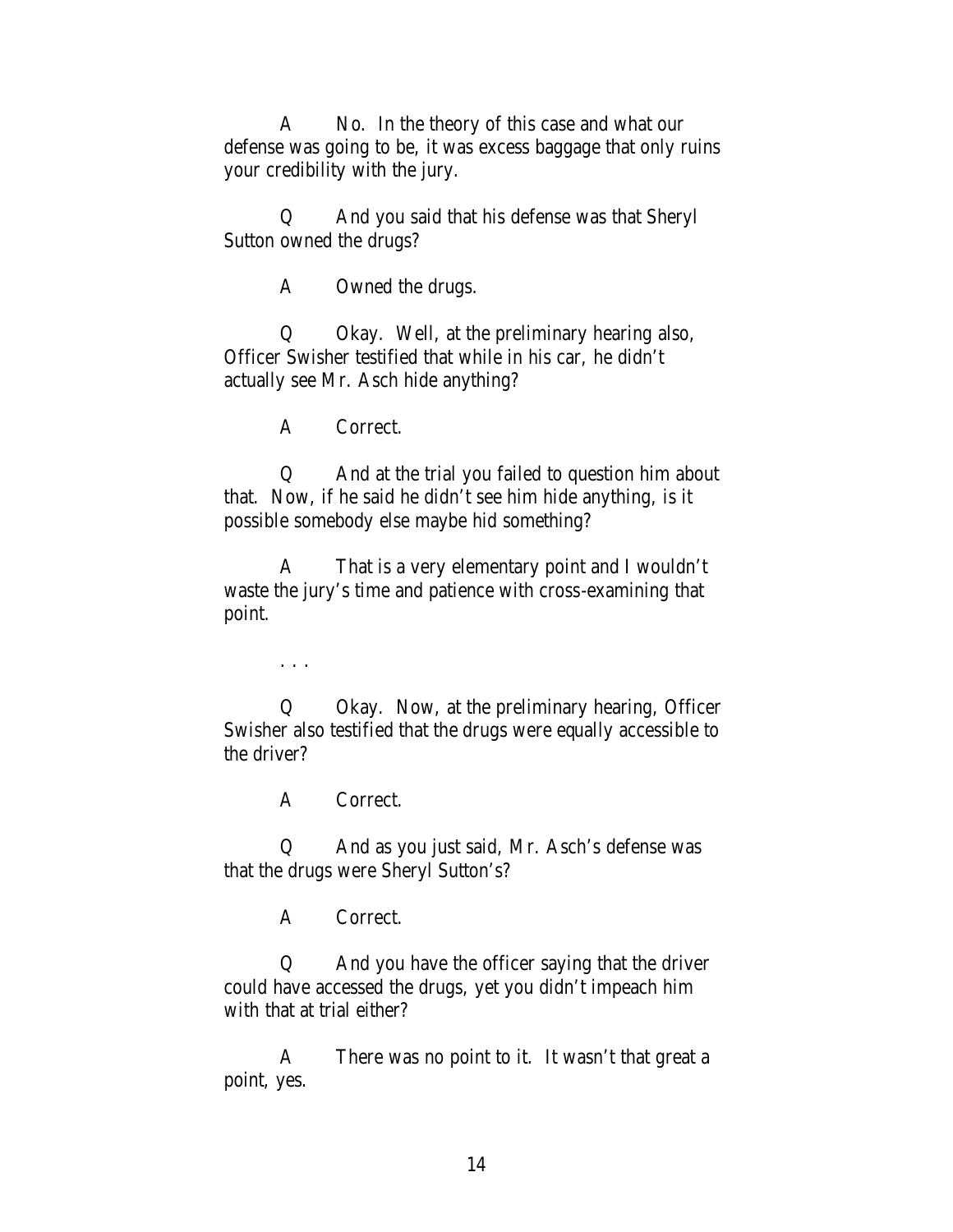A No. In the theory of this case and what our defense was going to be, it was excess baggage that only ruins your credibility with the jury.

Q And you said that his defense was that Sheryl Sutton owned the drugs?

A Owned the drugs.

Q Okay. Well, at the preliminary hearing also, Officer Swisher testified that while in his car, he didn't actually see Mr. Asch hide anything?

A Correct.

Q And at the trial you failed to question him about that. Now, if he said he didn't see him hide anything, is it possible somebody else maybe hid something?

A That is a very elementary point and I wouldn't waste the jury's time and patience with cross-examining that point.

. . .

Q Okay. Now, at the preliminary hearing, Officer Swisher also testified that the drugs were equally accessible to the driver?

A Correct.

Q And as you just said, Mr. Asch's defense was that the drugs were Sheryl Sutton's?

A Correct.

Q And you have the officer saying that the driver could have accessed the drugs, yet you didn't impeach him with that at trial either?

A There was no point to it. It wasn't that great a point, yes.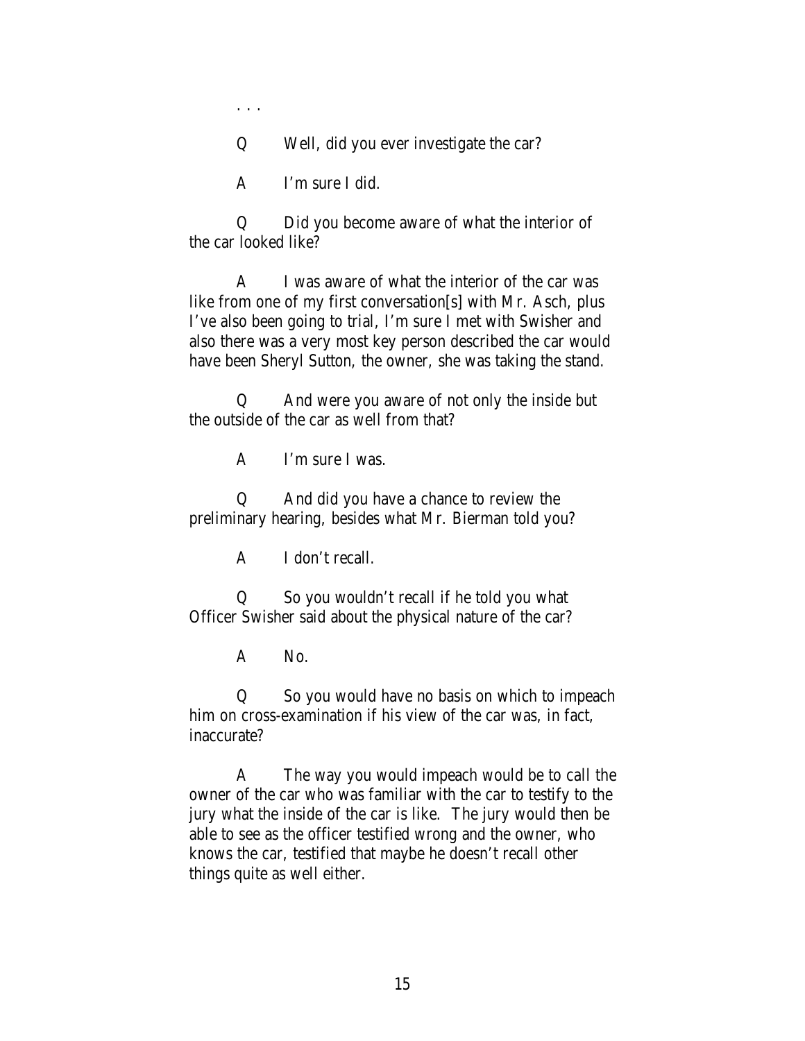. . .

Q Well, did you ever investigate the car?

A I'm sure I did.

Q Did you become aware of what the interior of the car looked like?

A I was aware of what the interior of the car was like from one of my first conversation[s] with Mr. Asch, plus I've also been going to trial, I'm sure I met with Swisher and also there was a very most key person described the car would have been Sheryl Sutton, the owner, she was taking the stand.

Q And were you aware of not only the inside but the outside of the car as well from that?

A I'm sure I was.

Q And did you have a chance to review the preliminary hearing, besides what Mr. Bierman told you?

A I don't recall.

Q So you wouldn't recall if he told you what Officer Swisher said about the physical nature of the car?

A No.

Q So you would have no basis on which to impeach him on cross-examination if his view of the car was, in fact, inaccurate?

A The way you would impeach would be to call the owner of the car who was familiar with the car to testify to the jury what the inside of the car is like. The jury would then be able to see as the officer testified wrong and the owner, who knows the car, testified that maybe he doesn't recall other things quite as well either.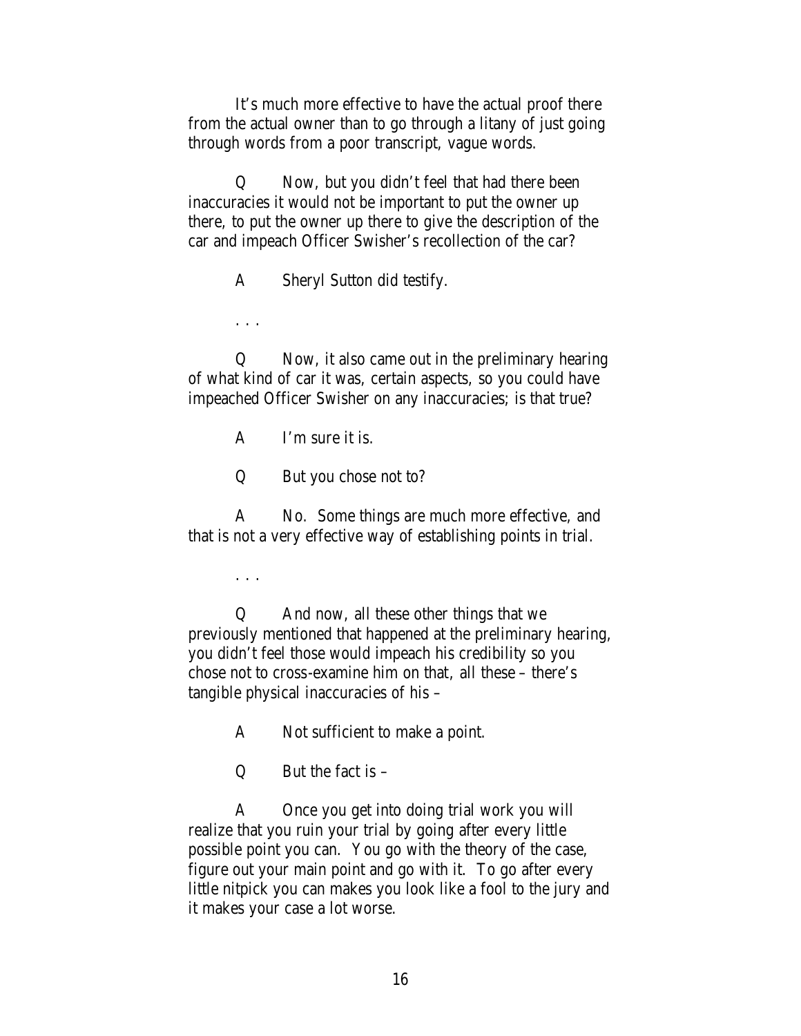It's much more effective to have the actual proof there from the actual owner than to go through a litany of just going through words from a poor transcript, vague words.

Q Now, but you didn't feel that had there been inaccuracies it would not be important to put the owner up there, to put the owner up there to give the description of the car and impeach Officer Swisher's recollection of the car?

A Sheryl Sutton did testify.

. . .

Q Now, it also came out in the preliminary hearing of what kind of car it was, certain aspects, so you could have impeached Officer Swisher on any inaccuracies; is that true?

A I'm sure it is.

Q But you chose not to?

A No. Some things are much more effective, and that is not a very effective way of establishing points in trial.

. . .

Q And now, all these other things that we previously mentioned that happened at the preliminary hearing, you didn't feel those would impeach his credibility so you chose not to cross-examine him on that, all these – there's tangible physical inaccuracies of his –

A Not sufficient to make a point.

Q But the fact is –

A Once you get into doing trial work you will realize that you ruin your trial by going after every little possible point you can. You go with the theory of the case, figure out your main point and go with it. To go after every little nitpick you can makes you look like a fool to the jury and it makes your case a lot worse.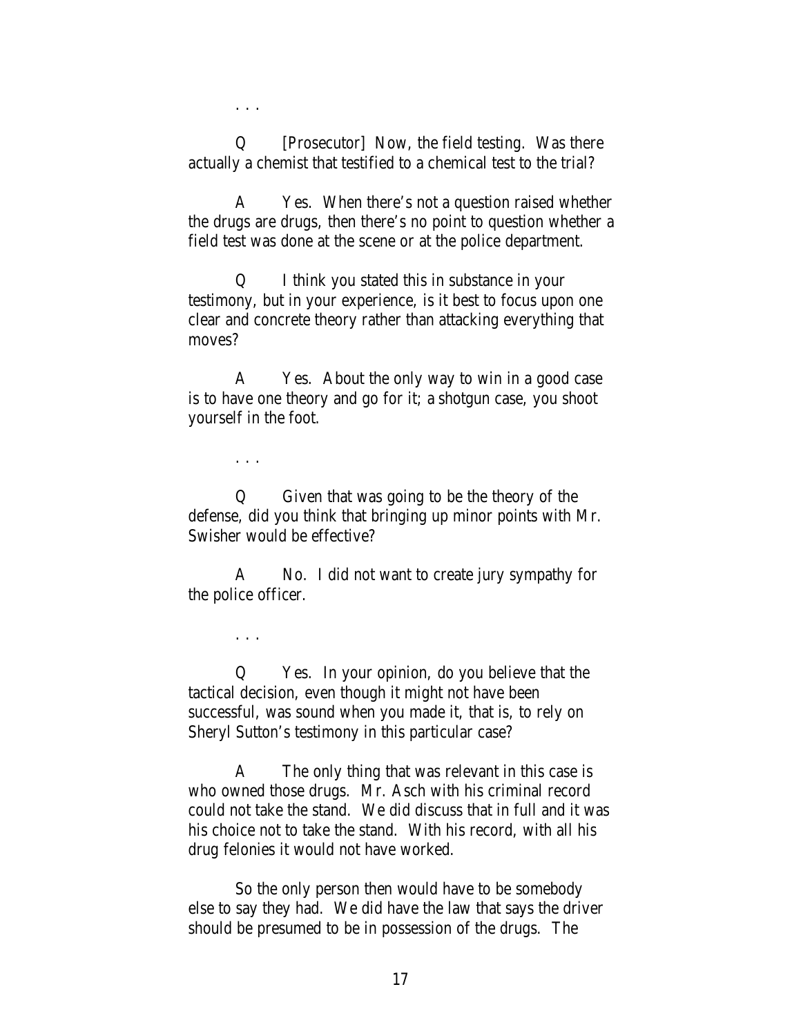. . .

Q [Prosecutor] Now, the field testing. Was there actually a chemist that testified to a chemical test to the trial?

A Yes. When there's not a question raised whether the drugs are drugs, then there's no point to question whether a field test was done at the scene or at the police department.

Q I think you stated this in substance in your testimony, but in your experience, is it best to focus upon one clear and concrete theory rather than attacking everything that moves?

A Yes. About the only way to win in a good case is to have one theory and go for it; a shotgun case, you shoot yourself in the foot.

. . .

Q Given that was going to be the theory of the defense, did you think that bringing up minor points with Mr. Swisher would be effective?

A No. I did not want to create jury sympathy for the police officer.

. . .

Q Yes. In your opinion, do you believe that the tactical decision, even though it might not have been successful, was sound when you made it, that is, to rely on Sheryl Sutton's testimony in this particular case?

A The only thing that was relevant in this case is who owned those drugs. Mr. Asch with his criminal record could not take the stand. We did discuss that in full and it was his choice not to take the stand. With his record, with all his drug felonies it would not have worked.

So the only person then would have to be somebody else to say they had. We did have the law that says the driver should be presumed to be in possession of the drugs. The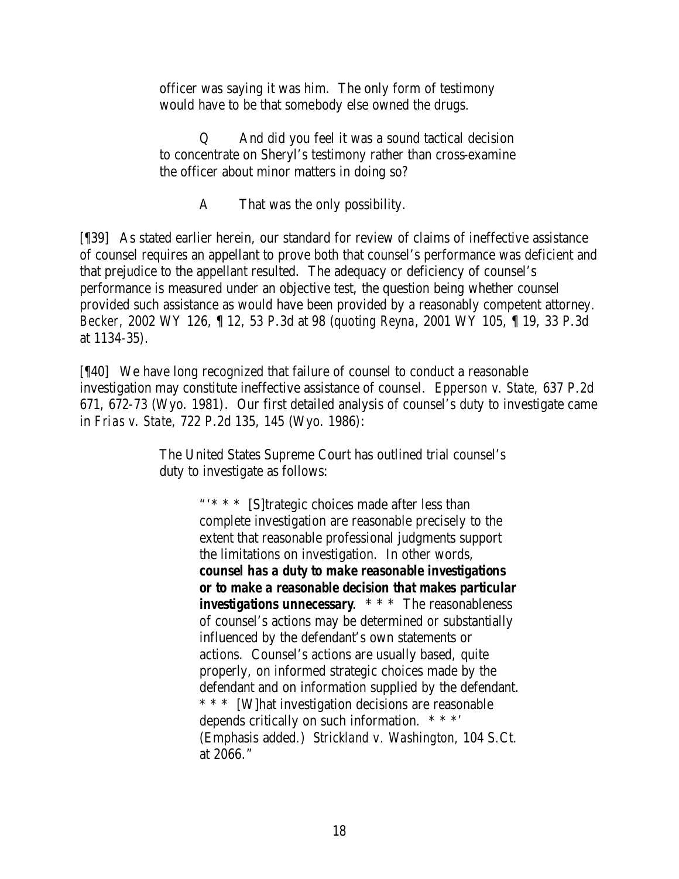officer was saying it was him. The only form of testimony would have to be that somebody else owned the drugs.

> Q And did you feel it was a sound tactical decision to concentrate on Sheryl's testimony rather than cross-examine the officer about minor matters in doing so?
>
> A That was the only possibility.

[¶39] As stated earlier herein, our standard for review of claims of ineffective assistance of counsel requires an appellant to prove both that counsel's performance was deficient and that prejudice to the appellant resulted. The adequacy or deficiency of counsel's performance is measured under an objective test, the question being whether counsel provided such assistance as would have been provided by a reasonably competent attorney. *Becker*, 2002 WY 126, ¶ 12, 53 P.3d at 98 (*quoting Reyna*, 2001 WY 105, ¶ 19, 33 P.3d at 1134-35).

[¶40] We have long recognized that failure of counsel to conduct a reasonable investigation may constitute ineffective assistance of counsel. *Epperson v. State*, 637 P.2d 671, 672-73 (Wyo. 1981). Our first detailed analysis of counsel's duty to investigate came in *Frias v. State*, 722 P.2d 135, 145 (Wyo. 1986):

> The United States Supreme Court has outlined trial counsel's duty to investigate as follows:
>
> > "'* * * [S]trategic choices made after less than complete investigation are reasonable precisely to the extent that reasonable professional judgments support the limitations on investigation. In other words, **counsel has a duty to make reasonable investigations or to make a reasonable decision that makes particular investigations unnecessary**. * * * The reasonableness of counsel's actions may be determined or substantially influenced by the defendant's own statements or actions. Counsel's actions are usually based, quite properly, on informed strategic choices made by the defendant and on information supplied by the defendant. * * * [W]hat investigation decisions are reasonable depends critically on such information. * * *' (Emphasis added.) *Strickland v. Washington*, 104 S.Ct. at 2066."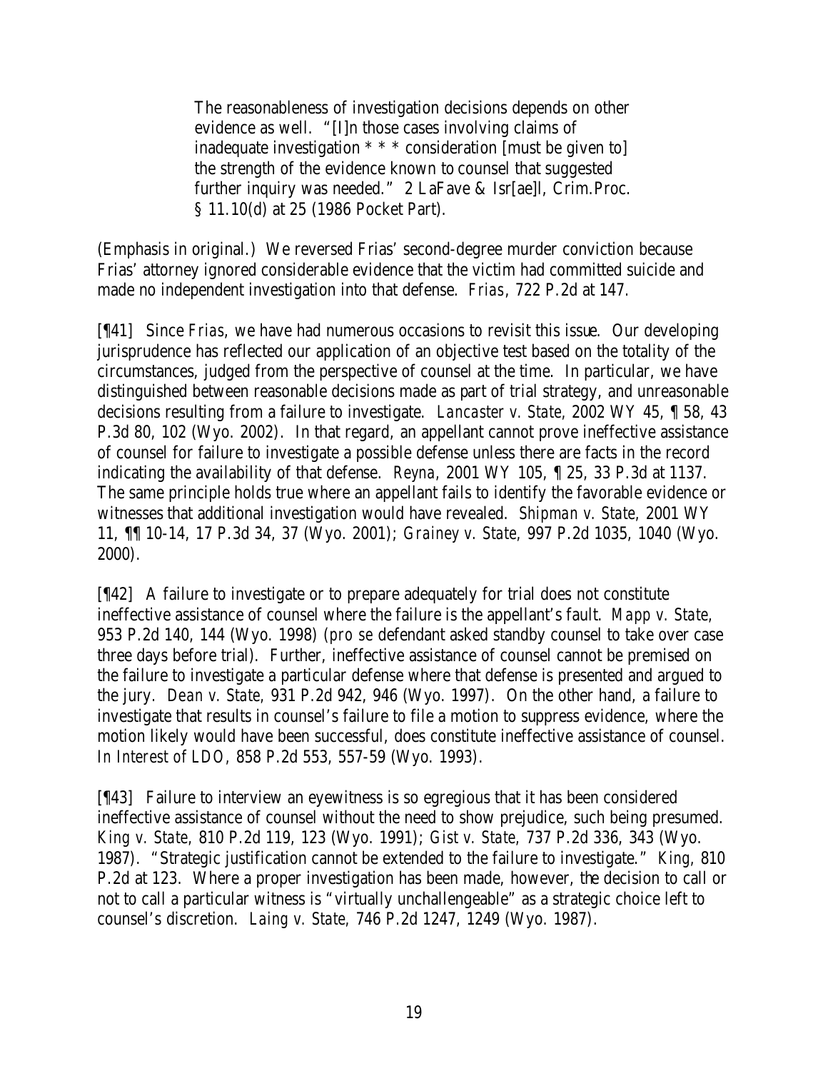> The reasonableness of investigation decisions depends on other evidence as well. "[I]n those cases involving claims of inadequate investigation * * * consideration [must be given to] the strength of the evidence known to counsel that suggested further inquiry was needed." 2 LaFave & Isr[ae]l, Crim.Proc. § 11.10(d) at 25 (1986 Pocket Part).

(Emphasis in original.) We reversed Frias' second-degree murder conviction because Frias' attorney ignored considerable evidence that the victim had committed suicide and made no independent investigation into that defense. *Frias*, 722 P.2d at 147.

[¶41] Since *Frias*, we have had numerous occasions to revisit this issue. Our developing jurisprudence has reflected our application of an objective test based on the totality of the circumstances, judged from the perspective of counsel at the time. In particular, we have distinguished between reasonable decisions made as part of trial strategy, and unreasonable decisions resulting from a failure to investigate. *Lancaster v. State*, 2002 WY 45, ¶ 58, 43 P.3d 80, 102 (Wyo. 2002). In that regard, an appellant cannot prove ineffective assistance of counsel for failure to investigate a possible defense unless there are facts in the record indicating the availability of that defense. *Reyna*, 2001 WY 105, ¶ 25, 33 P.3d at 1137. The same principle holds true where an appellant fails to identify the favorable evidence or witnesses that additional investigation would have revealed. *Shipman v. State*, 2001 WY 11, ¶¶ 10-14, 17 P.3d 34, 37 (Wyo. 2001); *Grainey v. State*, 997 P.2d 1035, 1040 (Wyo. 2000).

[¶42] A failure to investigate or to prepare adequately for trial does not constitute ineffective assistance of counsel where the failure is the appellant's fault. *Mapp v. State*, 953 P.2d 140, 144 (Wyo. 1998) (*pro se* defendant asked standby counsel to take over case three days before trial). Further, ineffective assistance of counsel cannot be premised on the failure to investigate a particular defense where that defense is presented and argued to the jury. *Dean v. State*, 931 P.2d 942, 946 (Wyo. 1997). On the other hand, a failure to investigate that results in counsel's failure to file a motion to suppress evidence, where the motion likely would have been successful, does constitute ineffective assistance of counsel. *In Interest of LDO*, 858 P.2d 553, 557-59 (Wyo. 1993).

[¶43] Failure to interview an eyewitness is so egregious that it has been considered ineffective assistance of counsel without the need to show prejudice, such being presumed. *King v. State*, 810 P.2d 119, 123 (Wyo. 1991); *Gist v. State*, 737 P.2d 336, 343 (Wyo. 1987). "Strategic justification cannot be extended to the failure to investigate." *King*, 810 P.2d at 123. Where a proper investigation has been made, however, the decision to call or not to call a particular witness is "virtually unchallengeable" as a strategic choice left to counsel's discretion. *Laing v. State*, 746 P.2d 1247, 1249 (Wyo. 1987).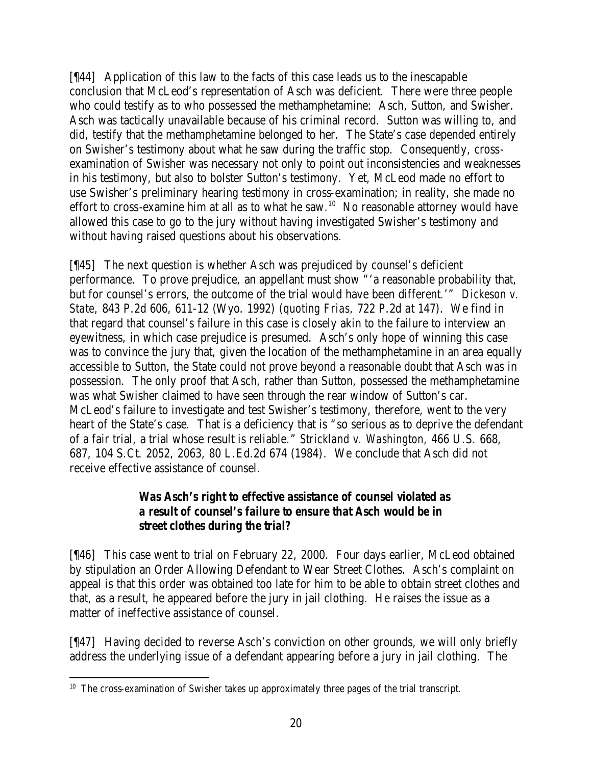[¶44] Application of this law to the facts of this case leads us to the inescapable conclusion that McLeod's representation of Asch was deficient. There were three people who could testify as to who possessed the methamphetamine: Asch, Sutton, and Swisher. Asch was tactically unavailable because of his criminal record. Sutton was willing to, and did, testify that the methamphetamine belonged to her. The State's case depended entirely on Swisher's testimony about what he saw during the traffic stop. Consequently, cross-examination of Swisher was necessary not only to point out inconsistencies and weaknesses in his testimony, but also to bolster Sutton's testimony. Yet, McLeod made no effort to use Swisher's preliminary hearing testimony in cross-examination; in reality, she made no effort to cross-examine him at all as to what he saw.[10] No reasonable attorney would have allowed this case to go to the jury without having investigated Swisher's testimony and without having raised questions about his observations.

[¶45] The next question is whether Asch was prejudiced by counsel's deficient performance. To prove prejudice, an appellant must show "'a reasonable probability that, but for counsel's errors, the outcome of the trial would have been different.'" *Dickeson v. State*, 843 P.2d 606, 611-12 (Wyo. 1992) (*quoting Frias*, 722 P.2d at 147). We find in that regard that counsel's failure in this case is closely akin to the failure to interview an eyewitness, in which case prejudice is presumed. Asch's only hope of winning this case was to convince the jury that, given the location of the methamphetamine in an area equally accessible to Sutton, the State could not prove beyond a reasonable doubt that Asch was in possession. The only proof that Asch, rather than Sutton, possessed the methamphetamine was what Swisher claimed to have seen through the rear window of Sutton's car. McLeod's failure to investigate and test Swisher's testimony, therefore, went to the very heart of the State's case. That is a deficiency that is "so serious as to deprive the defendant of a fair trial, a trial whose result is reliable." *Strickland v. Washington*, 466 U.S. 668, 687, 104 S.Ct. 2052, 2063, 80 L.Ed.2d 674 (1984). We conclude that Asch did not receive effective assistance of counsel.

***Was Asch's right to effective assistance of counsel violated as a result of counsel's failure to ensure that Asch would be in street clothes during the trial?***

[¶46] This case went to trial on February 22, 2000. Four days earlier, McLeod obtained by stipulation an Order Allowing Defendant to Wear Street Clothes. Asch's complaint on appeal is that this order was obtained too late for him to be able to obtain street clothes and that, as a result, he appeared before the jury in jail clothing. He raises the issue as a matter of ineffective assistance of counsel.

[¶47] Having decided to reverse Asch's conviction on other grounds, we will only briefly address the underlying issue of a defendant appearing before a jury in jail clothing. The

---

[10] The cross-examination of Swisher takes up approximately three pages of the trial transcript.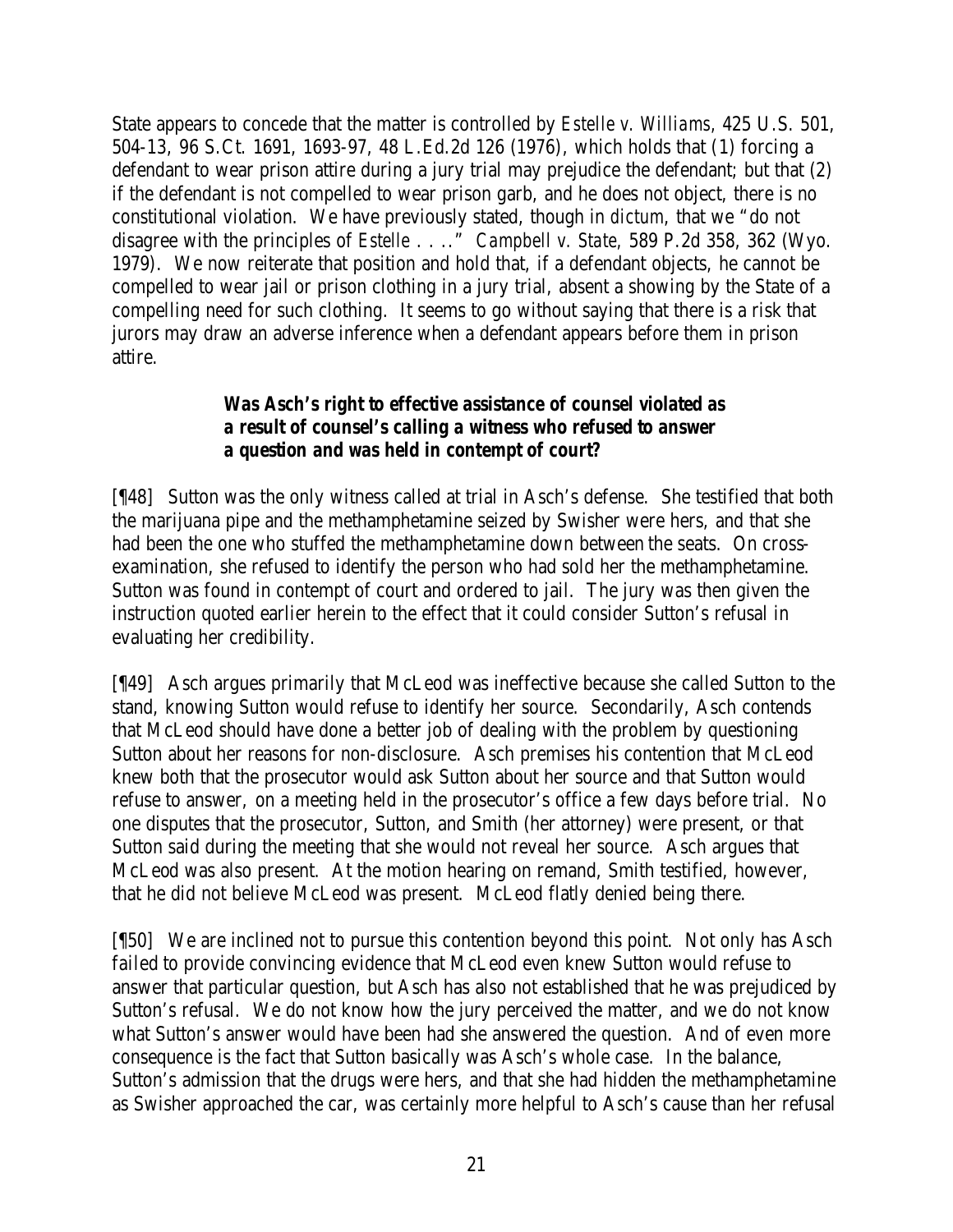State appears to concede that the matter is controlled by *Estelle v. Williams*, 425 U.S. 501, 504-13, 96 S.Ct. 1691, 1693-97, 48 L.Ed.2d 126 (1976), which holds that (1) forcing a defendant to wear prison attire during a jury trial may prejudice the defendant; but that (2) if the defendant is not compelled to wear prison garb, and he does not object, there is no constitutional violation. We have previously stated, though in *dictum*, that we "do not disagree with the principles of *Estelle* . . . ." *Campbell v. State*, 589 P.2d 358, 362 (Wyo. 1979). We now reiterate that position and hold that, if a defendant objects, he cannot be compelled to wear jail or prison clothing in a jury trial, absent a showing by the State of a compelling need for such clothing. It seems to go without saying that there is a risk that jurors may draw an adverse inference when a defendant appears before them in prison attire.

***Was Asch's right to effective assistance of counsel violated as a result of counsel's calling a witness who refused to answer a question and was held in contempt of court?***

[¶48] Sutton was the only witness called at trial in Asch's defense. She testified that both the marijuana pipe and the methamphetamine seized by Swisher were hers, and that she had been the one who stuffed the methamphetamine down between the seats. On cross-examination, she refused to identify the person who had sold her the methamphetamine. Sutton was found in contempt of court and ordered to jail. The jury was then given the instruction quoted earlier herein to the effect that it could consider Sutton's refusal in evaluating her credibility.

[¶49] Asch argues primarily that McLeod was ineffective because she called Sutton to the stand, knowing Sutton would refuse to identify her source. Secondarily, Asch contends that McLeod should have done a better job of dealing with the problem by questioning Sutton about her reasons for non-disclosure. Asch premises his contention that McLeod knew both that the prosecutor would ask Sutton about her source and that Sutton would refuse to answer, on a meeting held in the prosecutor's office a few days before trial. No one disputes that the prosecutor, Sutton, and Smith (her attorney) were present, or that Sutton said during the meeting that she would not reveal her source. Asch argues that McLeod was also present. At the motion hearing on remand, Smith testified, however, that he did not believe McLeod was present. McLeod flatly denied being there.

[¶50] We are inclined not to pursue this contention beyond this point. Not only has Asch failed to provide convincing evidence that McLeod even knew Sutton would refuse to answer that particular question, but Asch has also not established that he was prejudiced by Sutton's refusal. We do not know how the jury perceived the matter, and we do not know what Sutton's answer would have been had she answered the question. And of even more consequence is the fact that Sutton basically was Asch's whole case. In the balance, Sutton's admission that the drugs were hers, and that she had hidden the methamphetamine as Swisher approached the car, was certainly more helpful to Asch's cause than her refusal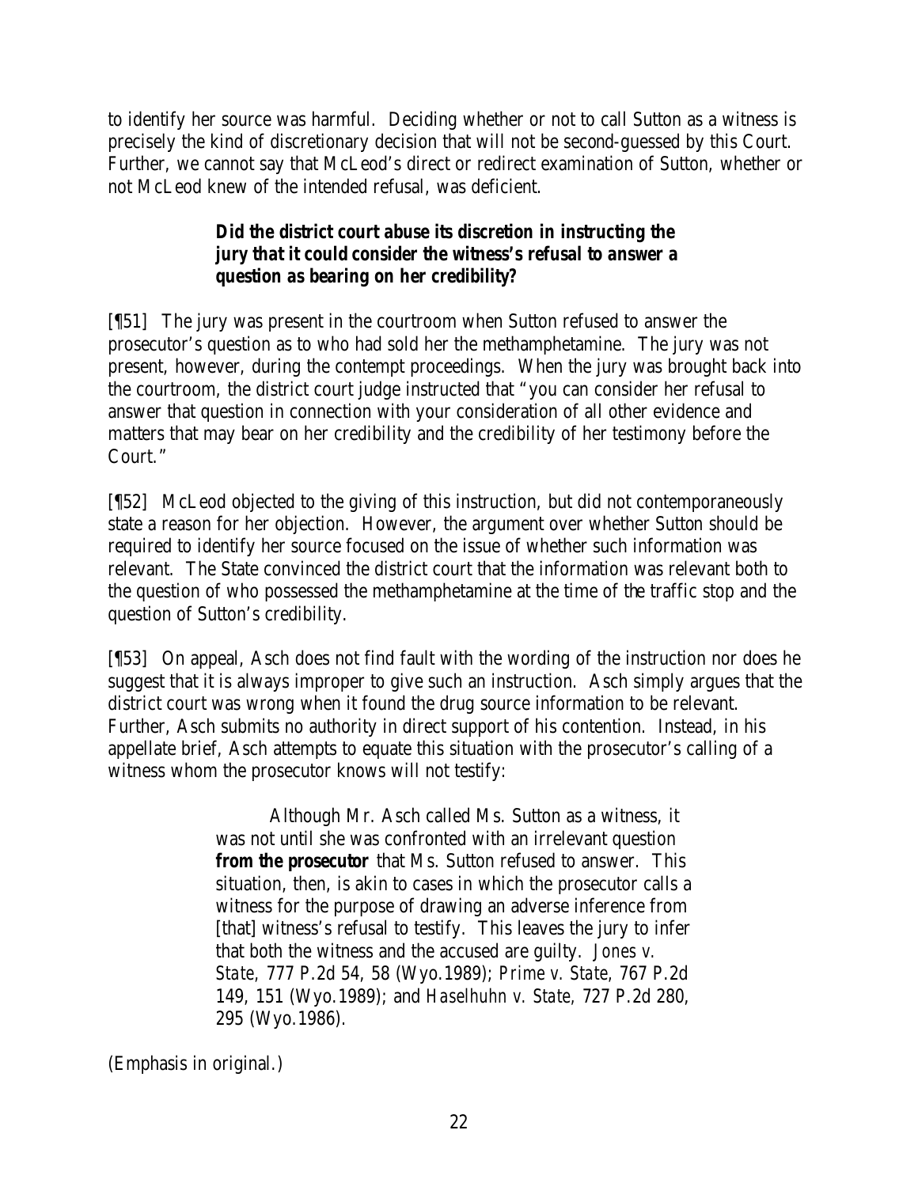to identify her source was harmful. Deciding whether or not to call Sutton as a witness is precisely the kind of discretionary decision that will not be second-guessed by this Court. Further, we cannot say that McLeod's direct or redirect examination of Sutton, whether or not McLeod knew of the intended refusal, was deficient.

### *Did the district court abuse its discretion in instructing the jury that it could consider the witness's refusal to answer a question as bearing on her credibility?*

[¶51] The jury was present in the courtroom when Sutton refused to answer the prosecutor's question as to who had sold her the methamphetamine. The jury was not present, however, during the contempt proceedings. When the jury was brought back into the courtroom, the district court judge instructed that "you can consider her refusal to answer that question in connection with your consideration of all other evidence and matters that may bear on her credibility and the credibility of her testimony before the Court."

[¶52] McLeod objected to the giving of this instruction, but did not contemporaneously state a reason for her objection. However, the argument over whether Sutton should be required to identify her source focused on the issue of whether such information was relevant. The State convinced the district court that the information was relevant both to the question of who possessed the methamphetamine at the time of the traffic stop and the question of Sutton's credibility.

[¶53] On appeal, Asch does not find fault with the wording of the instruction nor does he suggest that it is always improper to give such an instruction. Asch simply argues that the district court was wrong when it found the drug source information to be relevant. Further, Asch submits no authority in direct support of his contention. Instead, in his appellate brief, Asch attempts to equate this situation with the prosecutor's calling of a witness whom the prosecutor knows will not testify:

> Although Mr. Asch called Ms. Sutton as a witness, it was not until she was confronted with an irrelevant question **from the prosecutor** that Ms. Sutton refused to answer. This situation, then, is akin to cases in which the prosecutor calls a witness for the purpose of drawing an adverse inference from [that] witness's refusal to testify. This leaves the jury to infer that both the witness and the accused are guilty. *Jones v. State*, 777 P.2d 54, 58 (Wyo.1989); *Prime v. State*, 767 P.2d 149, 151 (Wyo.1989); and *Haselhuhn v. State*, 727 P.2d 280, 295 (Wyo.1986).

(Emphasis in original.)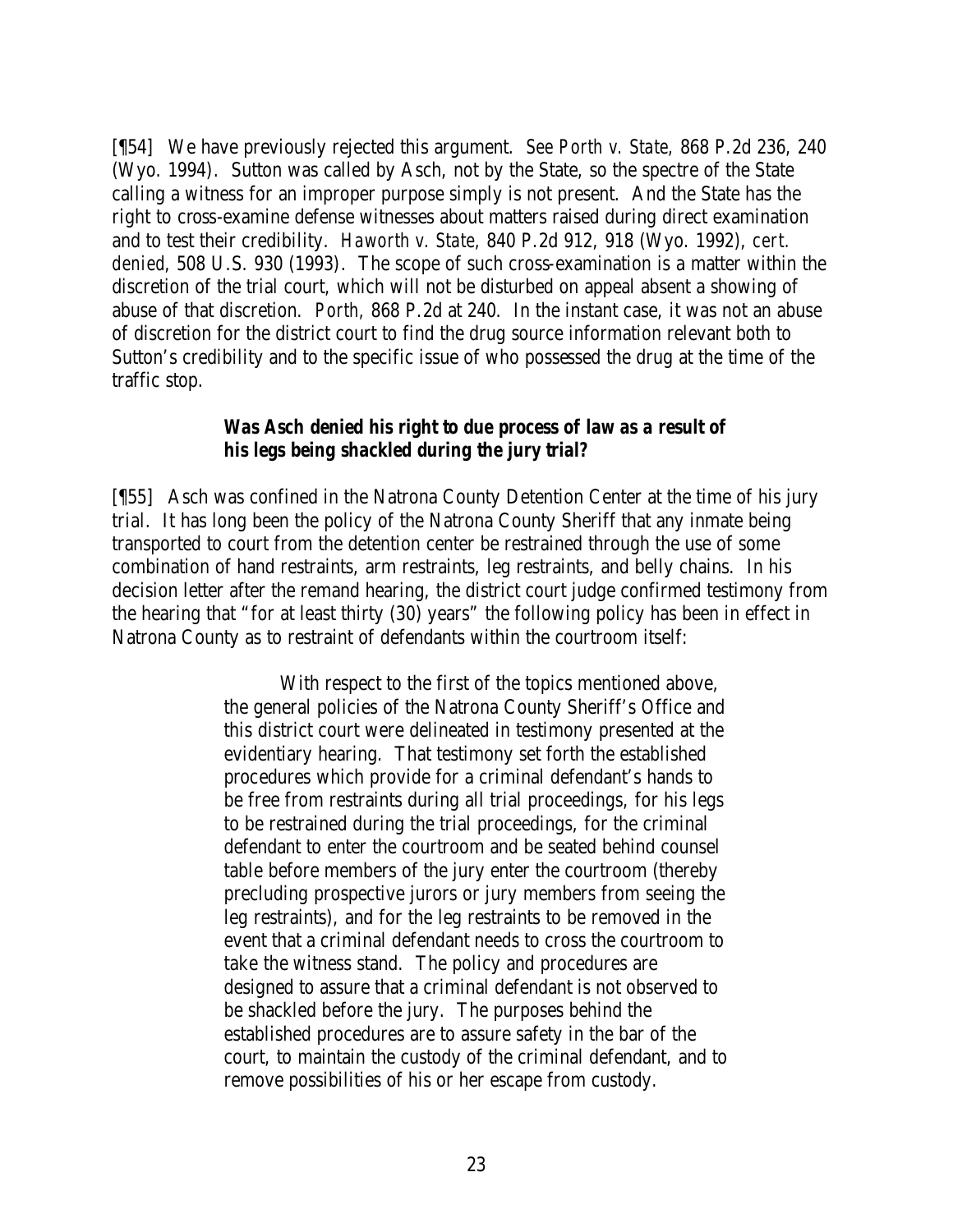[¶54] We have previously rejected this argument. *See Porth v. State*, 868 P.2d 236, 240 (Wyo. 1994). Sutton was called by Asch, not by the State, so the spectre of the State calling a witness for an improper purpose simply is not present. And the State has the right to cross-examine defense witnesses about matters raised during direct examination and to test their credibility. *Haworth v. State*, 840 P.2d 912, 918 (Wyo. 1992), *cert. denied*, 508 U.S. 930 (1993). The scope of such cross-examination is a matter within the discretion of the trial court, which will not be disturbed on appeal absent a showing of abuse of that discretion. *Porth*, 868 P.2d at 240. In the instant case, it was not an abuse of discretion for the district court to find the drug source information relevant both to Sutton's credibility and to the specific issue of who possessed the drug at the time of the traffic stop.

### *Was Asch denied his right to due process of law as a result of his legs being shackled during the jury trial?*

[¶55] Asch was confined in the Natrona County Detention Center at the time of his jury trial. It has long been the policy of the Natrona County Sheriff that any inmate being transported to court from the detention center be restrained through the use of some combination of hand restraints, arm restraints, leg restraints, and belly chains. In his decision letter after the remand hearing, the district court judge confirmed testimony from the hearing that "for at least thirty (30) years" the following policy has been in effect in Natrona County as to restraint of defendants within the courtroom itself:

> With respect to the first of the topics mentioned above, the general policies of the Natrona County Sheriff's Office and this district court were delineated in testimony presented at the evidentiary hearing. That testimony set forth the established procedures which provide for a criminal defendant's hands to be free from restraints during all trial proceedings, for his legs to be restrained during the trial proceedings, for the criminal defendant to enter the courtroom and be seated behind counsel table before members of the jury enter the courtroom (thereby precluding prospective jurors or jury members from seeing the leg restraints), and for the leg restraints to be removed in the event that a criminal defendant needs to cross the courtroom to take the witness stand. The policy and procedures are designed to assure that a criminal defendant is not observed to be shackled before the jury. The purposes behind the established procedures are to assure safety in the bar of the court, to maintain the custody of the criminal defendant, and to remove possibilities of his or her escape from custody.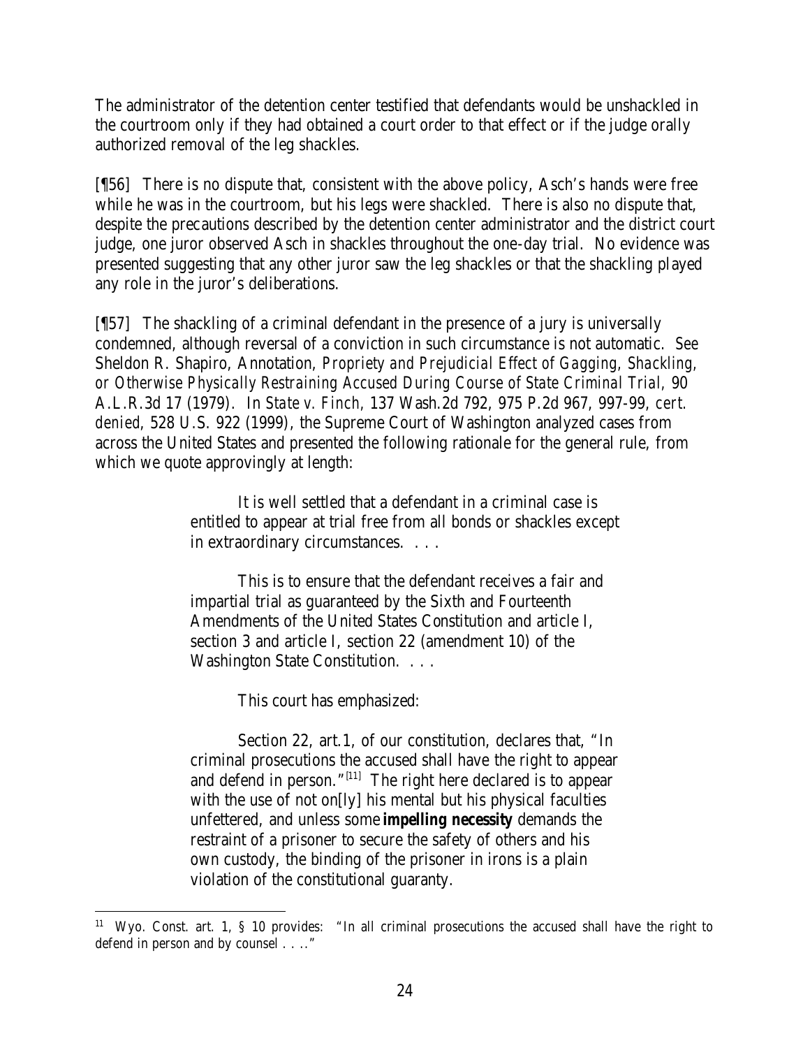The administrator of the detention center testified that defendants would be unshackled in the courtroom only if they had obtained a court order to that effect or if the judge orally authorized removal of the leg shackles.

[¶56] There is no dispute that, consistent with the above policy, Asch's hands were free while he was in the courtroom, but his legs were shackled. There is also no dispute that, despite the precautions described by the detention center administrator and the district court judge, one juror observed Asch in shackles throughout the one-day trial. No evidence was presented suggesting that any other juror saw the leg shackles or that the shackling played any role in the juror's deliberations.

[¶57] The shackling of a criminal defendant in the presence of a jury is universally condemned, although reversal of a conviction in such circumstance is not automatic. *See* Sheldon R. Shapiro, Annotation, *Propriety and Prejudicial Effect of Gagging, Shackling, or Otherwise Physically Restraining Accused During Course of State Criminal Trial,* 90 A.L.R.3d 17 (1979). In *State v. Finch,* 137 Wash.2d 792, 975 P.2d 967, 997-99, *cert. denied*, 528 U.S. 922 (1999), the Supreme Court of Washington analyzed cases from across the United States and presented the following rationale for the general rule, from which we quote approvingly at length:

> It is well settled that a defendant in a criminal case is entitled to appear at trial free from all bonds or shackles except in extraordinary circumstances. . . .
>
> This is to ensure that the defendant receives a fair and impartial trial as guaranteed by the Sixth and Fourteenth Amendments of the United States Constitution and article I, section 3 and article I, section 22 (amendment 10) of the Washington State Constitution. . . .
>
> This court has emphasized:
>
> Section 22, art.1, of our constitution, declares that, "In criminal prosecutions the accused shall have the right to appear and defend in person."[11] The right here declared is to appear with the use of not on[ly] his mental but his physical faculties unfettered, and unless some ***impelling necessity*** demands the restraint of a prisoner to secure the safety of others and his own custody, the binding of the prisoner in irons is a plain violation of the constitutional guaranty.

[11] Wyo. Const. art. 1, § 10 provides: "In all criminal prosecutions the accused shall have the right to defend in person and by counsel . . . ."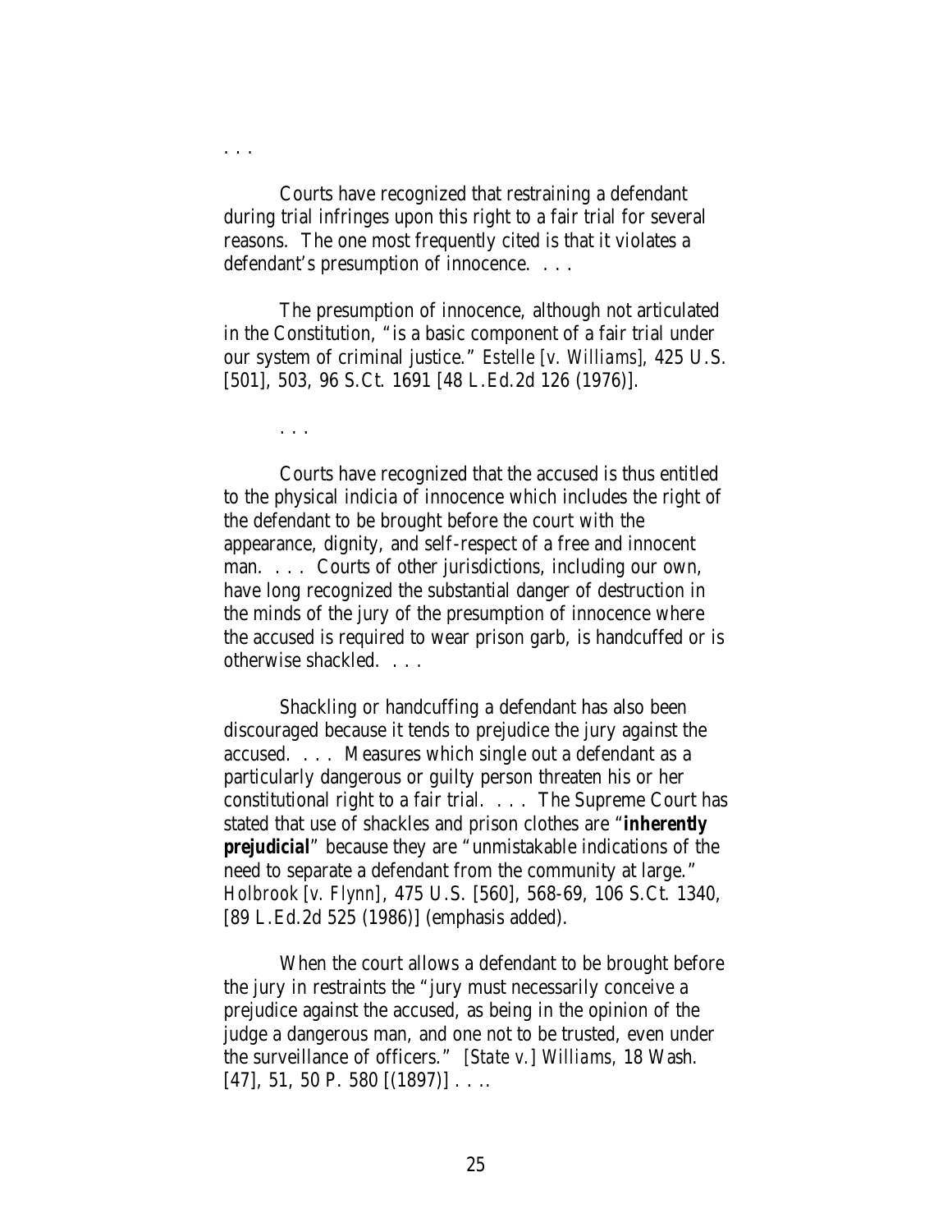. . .

Courts have recognized that restraining a defendant during trial infringes upon this right to a fair trial for several reasons. The one most frequently cited is that it violates a defendant's presumption of innocence. . . .

The presumption of innocence, although not articulated in the Constitution, "is a basic component of a fair trial under our system of criminal justice." *Estelle [v. Williams]*, 425 U.S. [501], 503, 96 S.Ct. 1691 [48 L.Ed.2d 126 (1976)].

. . .

Courts have recognized that the accused is thus entitled to the physical indicia of innocence which includes the right of the defendant to be brought before the court with the appearance, dignity, and self-respect of a free and innocent man. . . . Courts of other jurisdictions, including our own, have long recognized the substantial danger of destruction in the minds of the jury of the presumption of innocence where the accused is required to wear prison garb, is handcuffed or is otherwise shackled. . . .

Shackling or handcuffing a defendant has also been discouraged because it tends to prejudice the jury against the accused. . . . Measures which single out a defendant as a particularly dangerous or guilty person threaten his or her constitutional right to a fair trial. . . . The Supreme Court has stated that use of shackles and prison clothes are "**inherently prejudicial**" because they are "unmistakable indications of the need to separate a defendant from the community at large." *Holbrook [v. Flynn]*, 475 U.S. [560], 568-69, 106 S.Ct. 1340, [89 L.Ed.2d 525 (1986)] (emphasis added).

When the court allows a defendant to be brought before the jury in restraints the "jury must necessarily conceive a prejudice against the accused, as being in the opinion of the judge a dangerous man, and one not to be trusted, even under the surveillance of officers." *[State v.] Williams,* 18 Wash. [47], 51, 50 P. 580 [(1897)] . . ..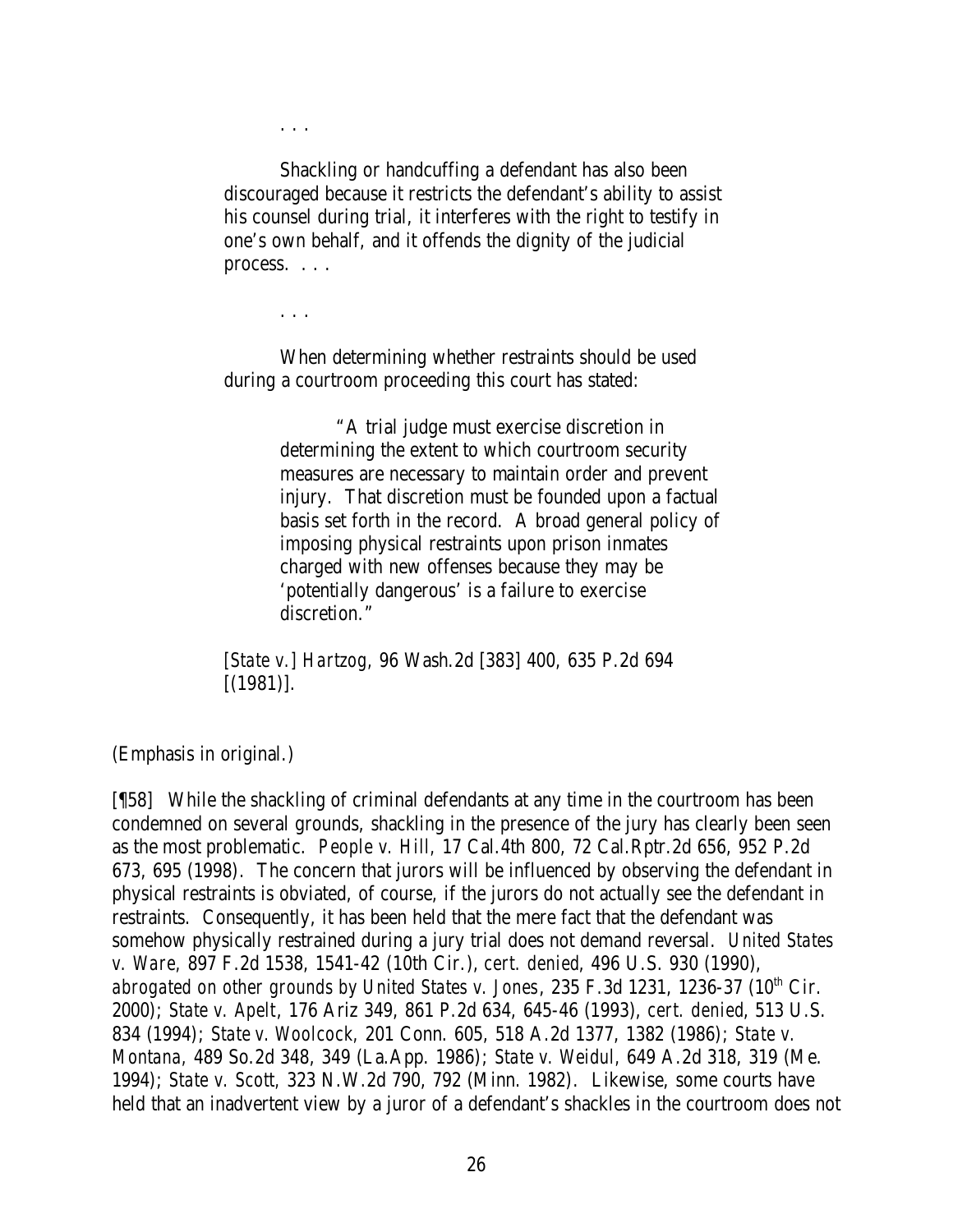> . . .
>
> Shackling or handcuffing a defendant has also been discouraged because it restricts the defendant's ability to assist his counsel during trial, it interferes with the right to testify in one's own behalf, and it offends the dignity of the judicial process. . . .
>
> . . .
>
> When determining whether restraints should be used during a courtroom proceeding this court has stated:
>
>> "A trial judge must exercise discretion in determining the extent to which courtroom security measures are necessary to maintain order and prevent injury. That discretion must be founded upon a factual basis set forth in the record. A broad general policy of imposing physical restraints upon prison inmates charged with new offenses because they may be 'potentially dangerous' is a failure to exercise discretion."
>
> *[State v.] Hartzog*, 96 Wash.2d [383] 400, 635 P.2d 694 [(1981)].

(Emphasis in original.)

[¶58] While the shackling of criminal defendants at any time in the courtroom has been condemned on several grounds, shackling in the presence of the jury has clearly been seen as the most problematic. *People v. Hill*, 17 Cal.4th 800, 72 Cal.Rptr.2d 656, 952 P.2d 673, 695 (1998). The concern that jurors will be influenced by observing the defendant in physical restraints is obviated, of course, if the jurors do not actually see the defendant in restraints. Consequently, it has been held that the mere fact that the defendant was somehow physically restrained during a jury trial does not demand reversal. *United States v. Ware*, 897 F.2d 1538, 1541-42 (10th Cir.), *cert. denied*, 496 U.S. 930 (1990), *abrogated on other grounds by United States v. Jones*, 235 F.3d 1231, 1236-37 (10th Cir. 2000); *State v. Apelt*, 176 Ariz 349, 861 P.2d 634, 645-46 (1993), *cert. denied*, 513 U.S. 834 (1994); *State v. Woolcock*, 201 Conn. 605, 518 A.2d 1377, 1382 (1986); *State v. Montana*, 489 So.2d 348, 349 (La.App. 1986); *State v. Weidul*, 649 A.2d 318, 319 (Me. 1994); *State v. Scott*, 323 N.W.2d 790, 792 (Minn. 1982). Likewise, some courts have held that an inadvertent view by a juror of a defendant's shackles in the courtroom does not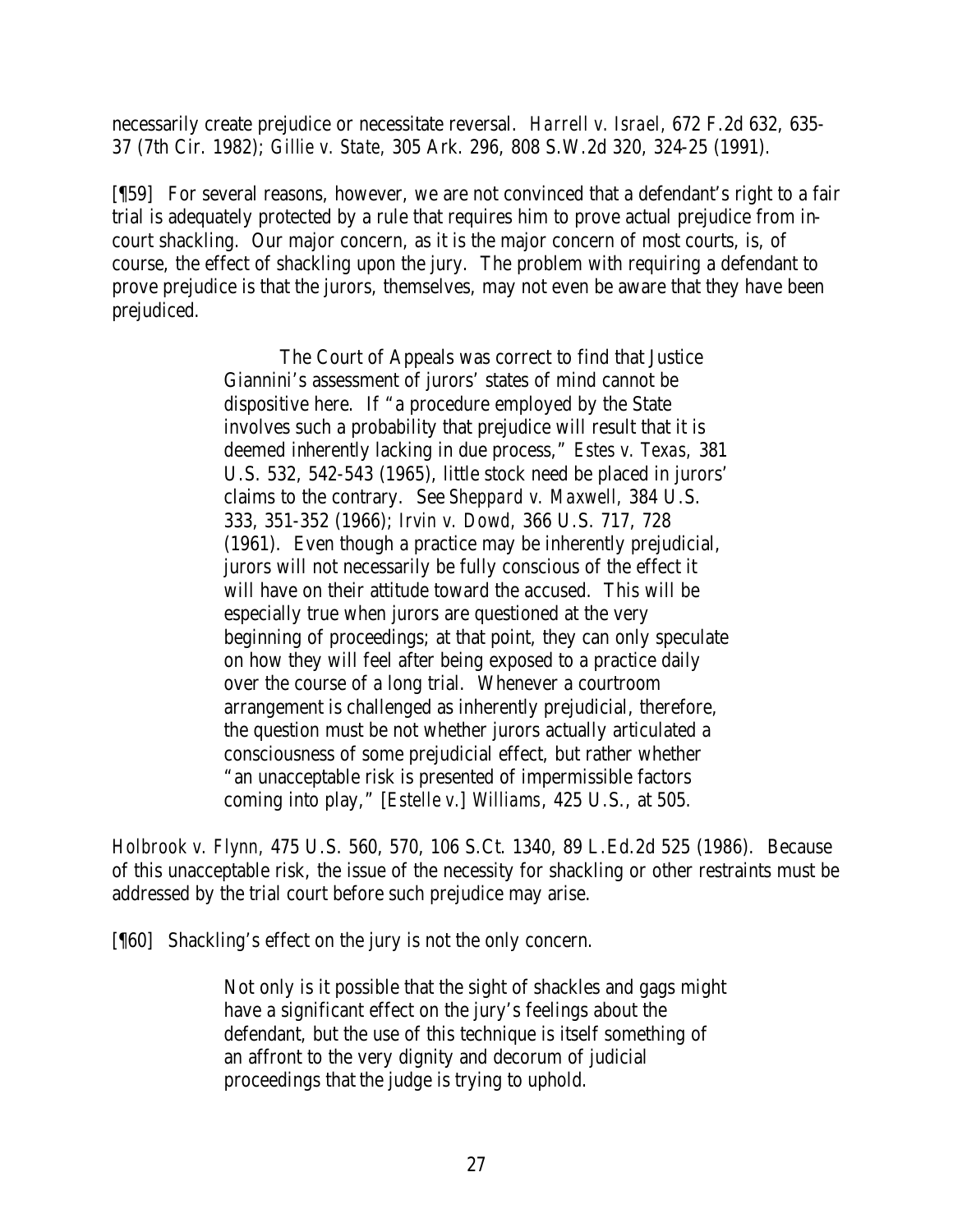necessarily create prejudice or necessitate reversal. *Harrell v. Israel*, 672 F.2d 632, 635-37 (7th Cir. 1982); *Gillie v. State*, 305 Ark. 296, 808 S.W.2d 320, 324-25 (1991).

[¶59] For several reasons, however, we are not convinced that a defendant's right to a fair trial is adequately protected by a rule that requires him to prove actual prejudice from in-court shackling. Our major concern, as it is the major concern of most courts, is, of course, the effect of shackling upon the jury. The problem with requiring a defendant to prove prejudice is that the jurors, themselves, may not even be aware that they have been prejudiced.

> The Court of Appeals was correct to find that Justice Giannini's assessment of jurors' states of mind cannot be dispositive here. If "a procedure employed by the State involves such a probability that prejudice will result that it is deemed inherently lacking in due process," *Estes v. Texas*, 381 U.S. 532, 542-543 (1965), little stock need be placed in jurors' claims to the contrary. See *Sheppard v. Maxwell*, 384 U.S. 333, 351-352 (1966); *Irvin v. Dowd*, 366 U.S. 717, 728 (1961). Even though a practice may be inherently prejudicial, jurors will not necessarily be fully conscious of the effect it will have on their attitude toward the accused. This will be especially true when jurors are questioned at the very beginning of proceedings; at that point, they can only speculate on how they will feel after being exposed to a practice daily over the course of a long trial. Whenever a courtroom arrangement is challenged as inherently prejudicial, therefore, the question must be not whether jurors actually articulated a consciousness of some prejudicial effect, but rather whether "an unacceptable risk is presented of impermissible factors coming into play," [*Estelle v.*] *Williams*, 425 U.S., at 505.

*Holbrook v. Flynn*, 475 U.S. 560, 570, 106 S.Ct. 1340, 89 L.Ed.2d 525 (1986). Because of this unacceptable risk, the issue of the necessity for shackling or other restraints must be addressed by the trial court before such prejudice may arise.

[¶60] Shackling's effect on the jury is not the only concern.

> Not only is it possible that the sight of shackles and gags might have a significant effect on the jury's feelings about the defendant, but the use of this technique is itself something of an affront to the very dignity and decorum of judicial proceedings that the judge is trying to uphold.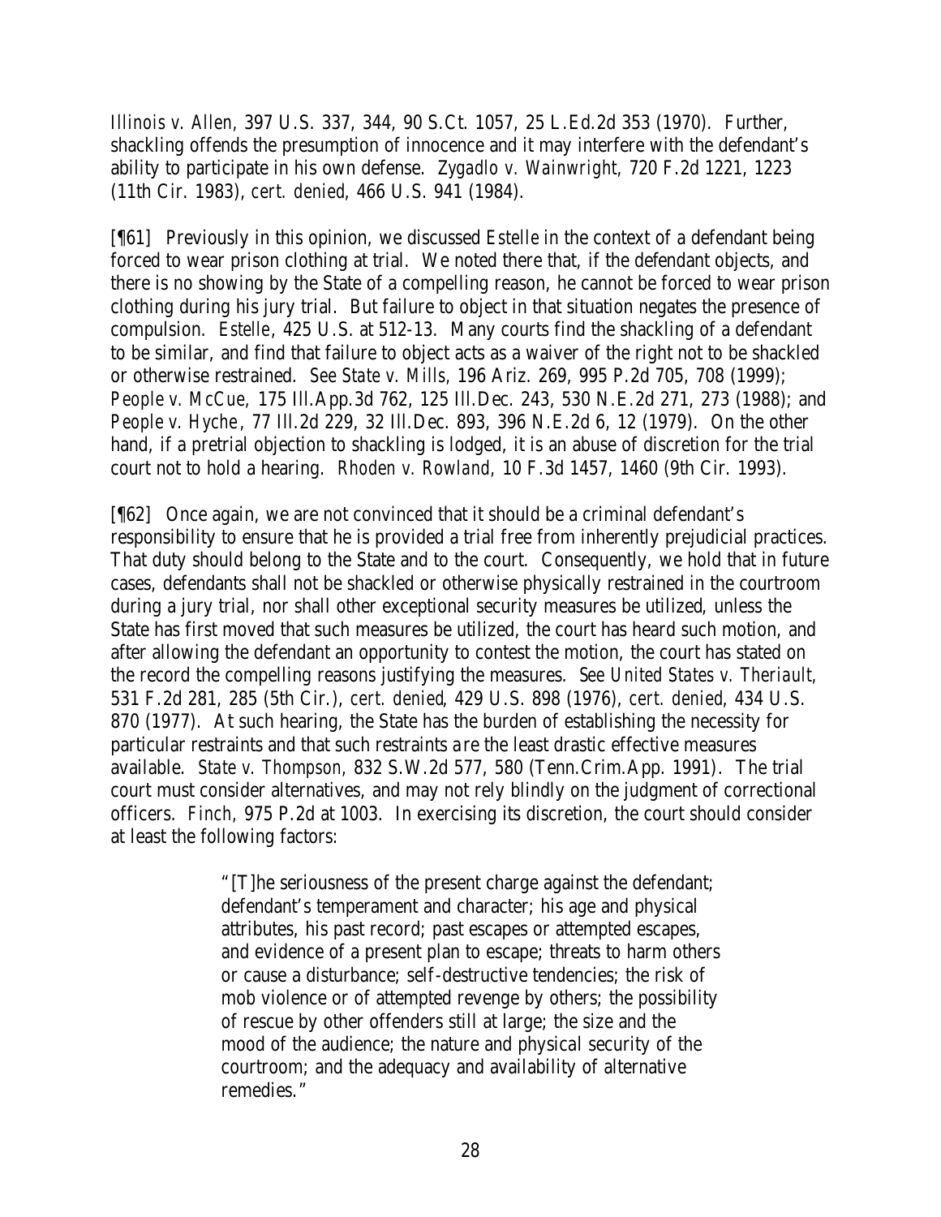*Illinois v. Allen*, 397 U.S. 337, 344, 90 S.Ct. 1057, 25 L.Ed.2d 353 (1970). Further, shackling offends the presumption of innocence and it may interfere with the defendant's ability to participate in his own defense. *Zygadlo v. Wainwright*, 720 F.2d 1221, 1223 (11th Cir. 1983), *cert. denied*, 466 U.S. 941 (1984).

[¶61] Previously in this opinion, we discussed *Estelle* in the context of a defendant being forced to wear prison clothing at trial. We noted there that, if the defendant objects, and there is no showing by the State of a compelling reason, he cannot be forced to wear prison clothing during his jury trial. But failure to object in that situation negates the presence of compulsion. *Estelle*, 425 U.S. at 512-13. Many courts find the shackling of a defendant to be similar, and find that failure to object acts as a waiver of the right not to be shackled or otherwise restrained. *See State v. Mills*, 196 Ariz. 269, 995 P.2d 705, 708 (1999); *People v. McCue*, 175 Ill.App.3d 762, 125 Ill.Dec. 243, 530 N.E.2d 271, 273 (1988); and *People v. Hyche*, 77 Ill.2d 229, 32 Ill.Dec. 893, 396 N.E.2d 6, 12 (1979). On the other hand, if a pretrial objection to shackling is lodged, it is an abuse of discretion for the trial court not to hold a hearing. *Rhoden v. Rowland*, 10 F.3d 1457, 1460 (9th Cir. 1993).

[¶62] Once again, we are not convinced that it should be a criminal defendant's responsibility to ensure that he is provided a trial free from inherently prejudicial practices. That duty should belong to the State and to the court. Consequently, we hold that in future cases, defendants shall not be shackled or otherwise physically restrained in the courtroom during a jury trial, nor shall other exceptional security measures be utilized, unless the State has first moved that such measures be utilized, the court has heard such motion, and after allowing the defendant an opportunity to contest the motion, the court has stated on the record the compelling reasons justifying the measures. *See United States v. Theriault*, 531 F.2d 281, 285 (5th Cir.), *cert. denied*, 429 U.S. 898 (1976), *cert. denied*, 434 U.S. 870 (1977). At such hearing, the State has the burden of establishing the necessity for particular restraints and that such restraints are the least drastic effective measures available. *State v. Thompson*, 832 S.W.2d 577, 580 (Tenn.Crim.App. 1991). The trial court must consider alternatives, and may not rely blindly on the judgment of correctional officers. *Finch*, 975 P.2d at 1003. In exercising its discretion, the court should consider at least the following factors:

> "[T]he seriousness of the present charge against the defendant; defendant's temperament and character; his age and physical attributes, his past record; past escapes or attempted escapes, and evidence of a present plan to escape; threats to harm others or cause a disturbance; self-destructive tendencies; the risk of mob violence or of attempted revenge by others; the possibility of rescue by other offenders still at large; the size and the mood of the audience; the nature and physical security of the courtroom; and the adequacy and availability of alternative remedies."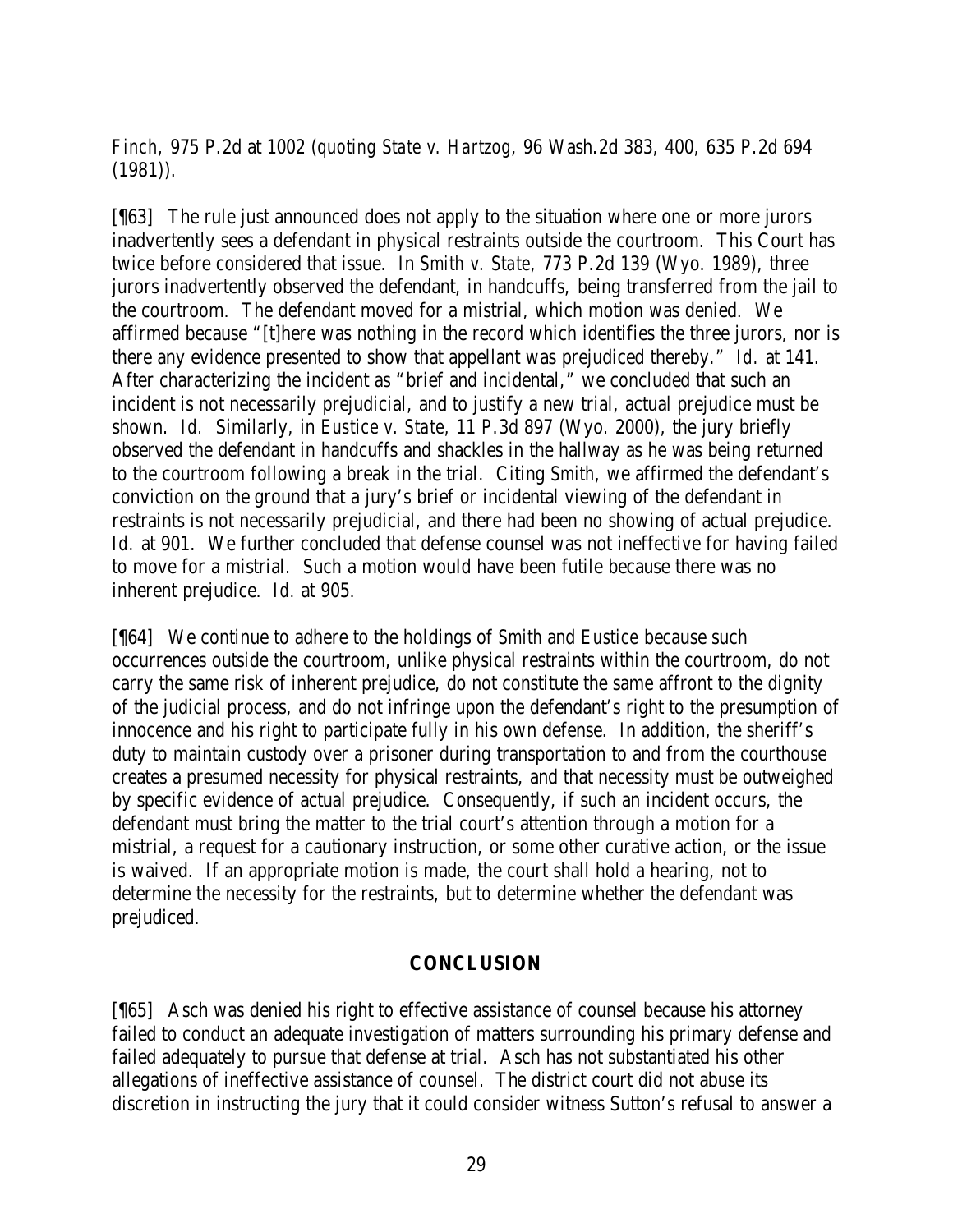*Finch*, 975 P.2d at 1002 (*quoting State v. Hartzog*, 96 Wash.2d 383, 400, 635 P.2d 694 (1981)).

[¶63] The rule just announced does not apply to the situation where one or more jurors inadvertently sees a defendant in physical restraints outside the courtroom. This Court has twice before considered that issue. In *Smith v. State,* 773 P.2d 139 (Wyo. 1989), three jurors inadvertently observed the defendant, in handcuffs, being transferred from the jail to the courtroom. The defendant moved for a mistrial, which motion was denied. We affirmed because "[t]here was nothing in the record which identifies the three jurors, nor is there any evidence presented to show that appellant was prejudiced thereby." *Id.* at 141. After characterizing the incident as "brief and incidental," we concluded that such an incident is not necessarily prejudicial, and to justify a new trial, actual prejudice must be shown. *Id.* Similarly, in *Eustice v. State,* 11 P.3d 897 (Wyo. 2000), the jury briefly observed the defendant in handcuffs and shackles in the hallway as he was being returned to the courtroom following a break in the trial. Citing *Smith,* we affirmed the defendant's conviction on the ground that a jury's brief or incidental viewing of the defendant in restraints is not necessarily prejudicial, and there had been no showing of actual prejudice. *Id.* at 901. We further concluded that defense counsel was not ineffective for having failed to move for a mistrial. Such a motion would have been futile because there was no inherent prejudice. *Id.* at 905.

[¶64] We continue to adhere to the holdings of *Smith* and *Eustice* because such occurrences outside the courtroom, unlike physical restraints within the courtroom, do not carry the same risk of inherent prejudice, do not constitute the same affront to the dignity of the judicial process, and do not infringe upon the defendant's right to the presumption of innocence and his right to participate fully in his own defense. In addition, the sheriff's duty to maintain custody over a prisoner during transportation to and from the courthouse creates a presumed necessity for physical restraints, and that necessity must be outweighed by specific evidence of actual prejudice. Consequently, if such an incident occurs, the defendant must bring the matter to the trial court's attention through a motion for a mistrial, a request for a cautionary instruction, or some other curative action, or the issue is waived. If an appropriate motion is made, the court shall hold a hearing, not to determine the necessity for the restraints, but to determine whether the defendant was prejudiced.

## CONCLUSION

[¶65] Asch was denied his right to effective assistance of counsel because his attorney failed to conduct an adequate investigation of matters surrounding his primary defense and failed adequately to pursue that defense at trial. Asch has not substantiated his other allegations of ineffective assistance of counsel. The district court did not abuse its discretion in instructing the jury that it could consider witness Sutton's refusal to answer a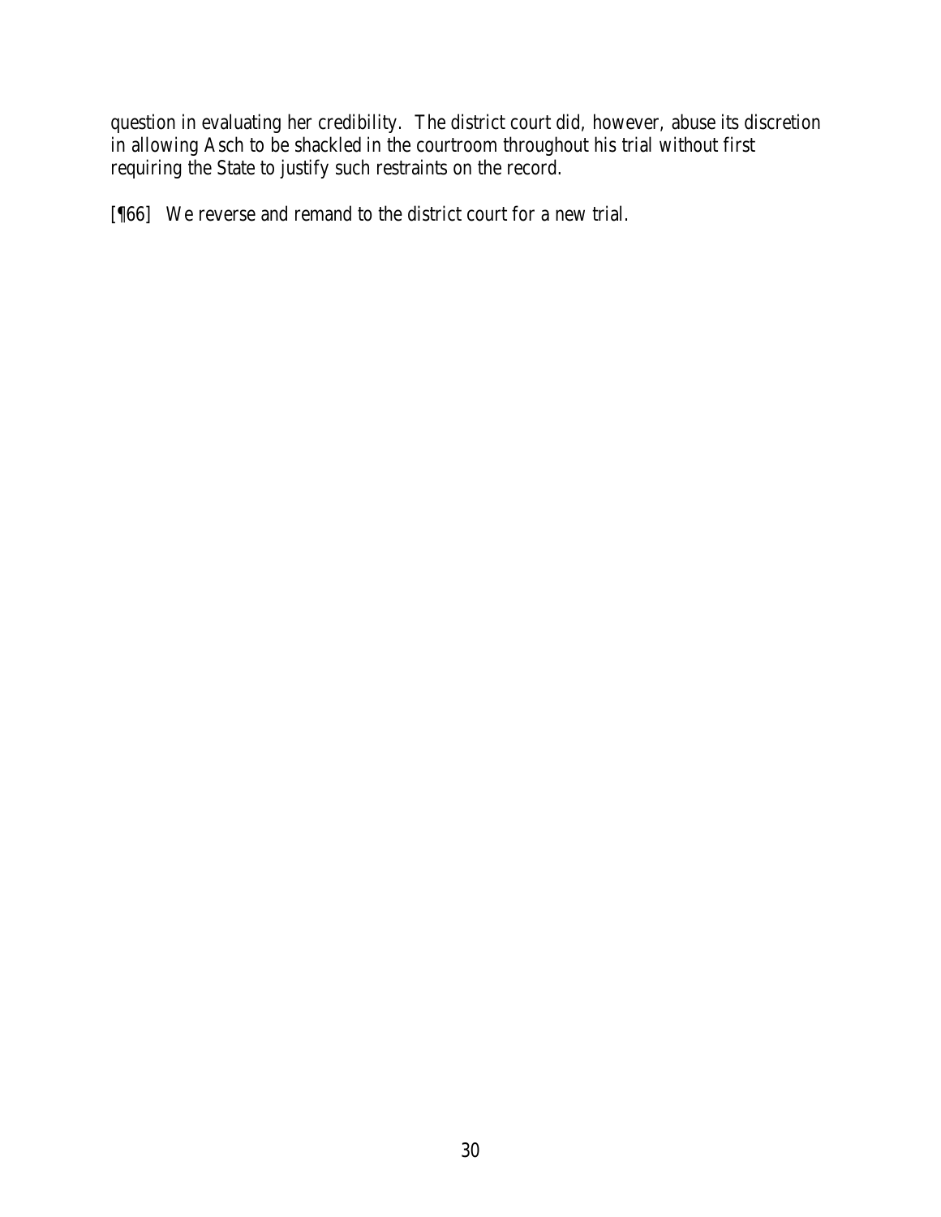question in evaluating her credibility. The district court did, however, abuse its discretion in allowing Asch to be shackled in the courtroom throughout his trial without first requiring the State to justify such restraints on the record.

[¶66] We reverse and remand to the district court for a new trial.